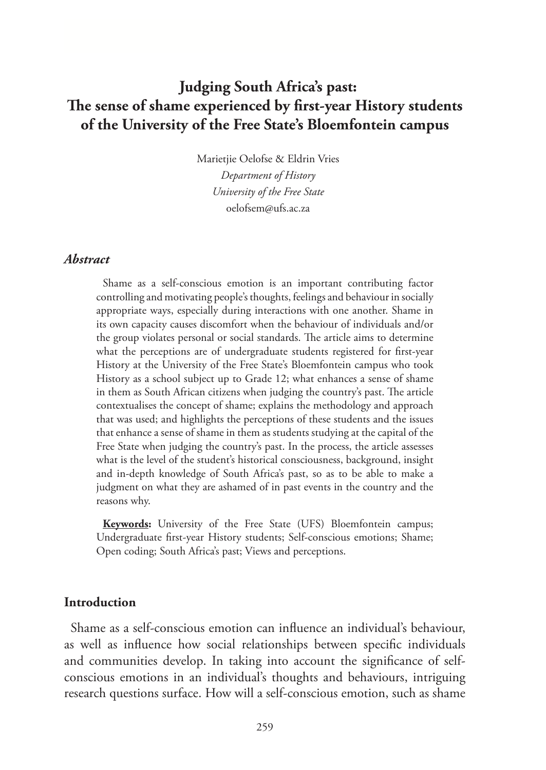# Judging South Africa's past: The sense of shame experienced by first-year History students of the University of the Free State's Bloemfontein campus

Marietjie Oelofse & Eldrin Vries
*Department of History*
*University of the Free State*
oelofsem@ufs.ac.za

## *Abstract*

Shame as a self-conscious emotion is an important contributing factor controlling and motivating people's thoughts, feelings and behaviour in socially appropriate ways, especially during interactions with one another. Shame in its own capacity causes discomfort when the behaviour of individuals and/or the group violates personal or social standards. The article aims to determine what the perceptions are of undergraduate students registered for first-year History at the University of the Free State's Bloemfontein campus who took History as a school subject up to Grade 12; what enhances a sense of shame in them as South African citizens when judging the country's past. The article contextualises the concept of shame; explains the methodology and approach that was used; and highlights the perceptions of these students and the issues that enhance a sense of shame in them as students studying at the capital of the Free State when judging the country's past. In the process, the article assesses what is the level of the student's historical consciousness, background, insight and in-depth knowledge of South Africa's past, so as to be able to make a judgment on what they are ashamed of in past events in the country and the reasons why.

**Keywords:** University of the Free State (UFS) Bloemfontein campus; Undergraduate first-year History students; Self-conscious emotions; Shame; Open coding; South Africa's past; Views and perceptions.

## Introduction

Shame as a self-conscious emotion can influence an individual's behaviour, as well as influence how social relationships between specific individuals and communities develop. In taking into account the significance of self-conscious emotions in an individual's thoughts and behaviours, intriguing research questions surface. How will a self-conscious emotion, such as shame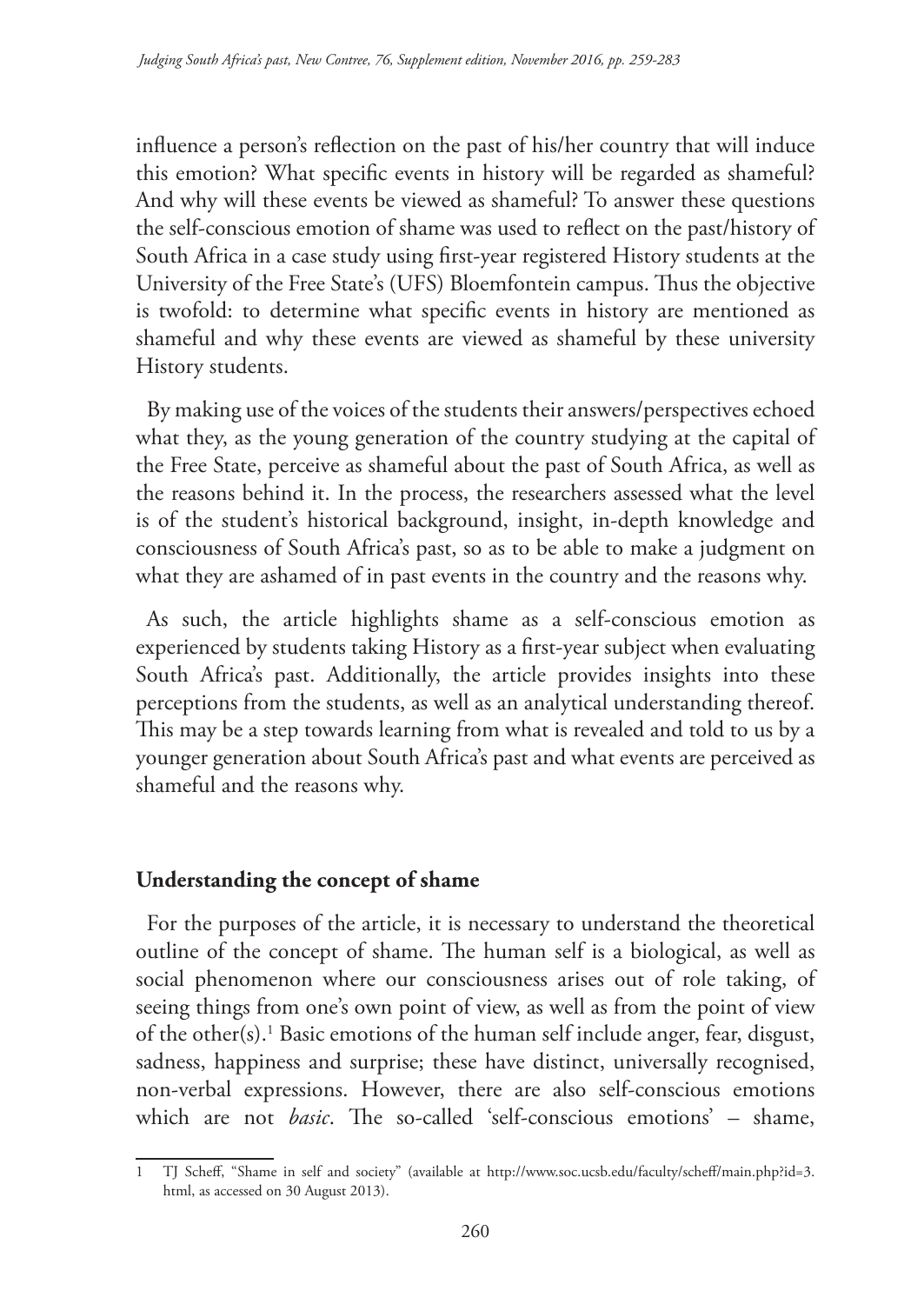influence a person's reflection on the past of his/her country that will induce this emotion? What specific events in history will be regarded as shameful? And why will these events be viewed as shameful? To answer these questions the self-conscious emotion of shame was used to reflect on the past/history of South Africa in a case study using first-year registered History students at the University of the Free State's (UFS) Bloemfontein campus. Thus the objective is twofold: to determine what specific events in history are mentioned as shameful and why these events are viewed as shameful by these university History students.

By making use of the voices of the students their answers/perspectives echoed what they, as the young generation of the country studying at the capital of the Free State, perceive as shameful about the past of South Africa, as well as the reasons behind it. In the process, the researchers assessed what the level is of the student's historical background, insight, in-depth knowledge and consciousness of South Africa's past, so as to be able to make a judgment on what they are ashamed of in past events in the country and the reasons why.

As such, the article highlights shame as a self-conscious emotion as experienced by students taking History as a first-year subject when evaluating South Africa's past. Additionally, the article provides insights into these perceptions from the students, as well as an analytical understanding thereof. This may be a step towards learning from what is revealed and told to us by a younger generation about South Africa's past and what events are perceived as shameful and the reasons why.

## Understanding the concept of shame

For the purposes of the article, it is necessary to understand the theoretical outline of the concept of shame. The human self is a biological, as well as social phenomenon where our consciousness arises out of role taking, of seeing things from one's own point of view, as well as from the point of view of the other(s).[1] Basic emotions of the human self include anger, fear, disgust, sadness, happiness and surprise; these have distinct, universally recognised, non-verbal expressions. However, there are also self-conscious emotions which are not *basic*. The so-called 'self-conscious emotions' – shame,

---

1 TJ Scheff, "Shame in self and society" (available at http://www.soc.ucsb.edu/faculty/scheff/main.php?id=3.html, as accessed on 30 August 2013).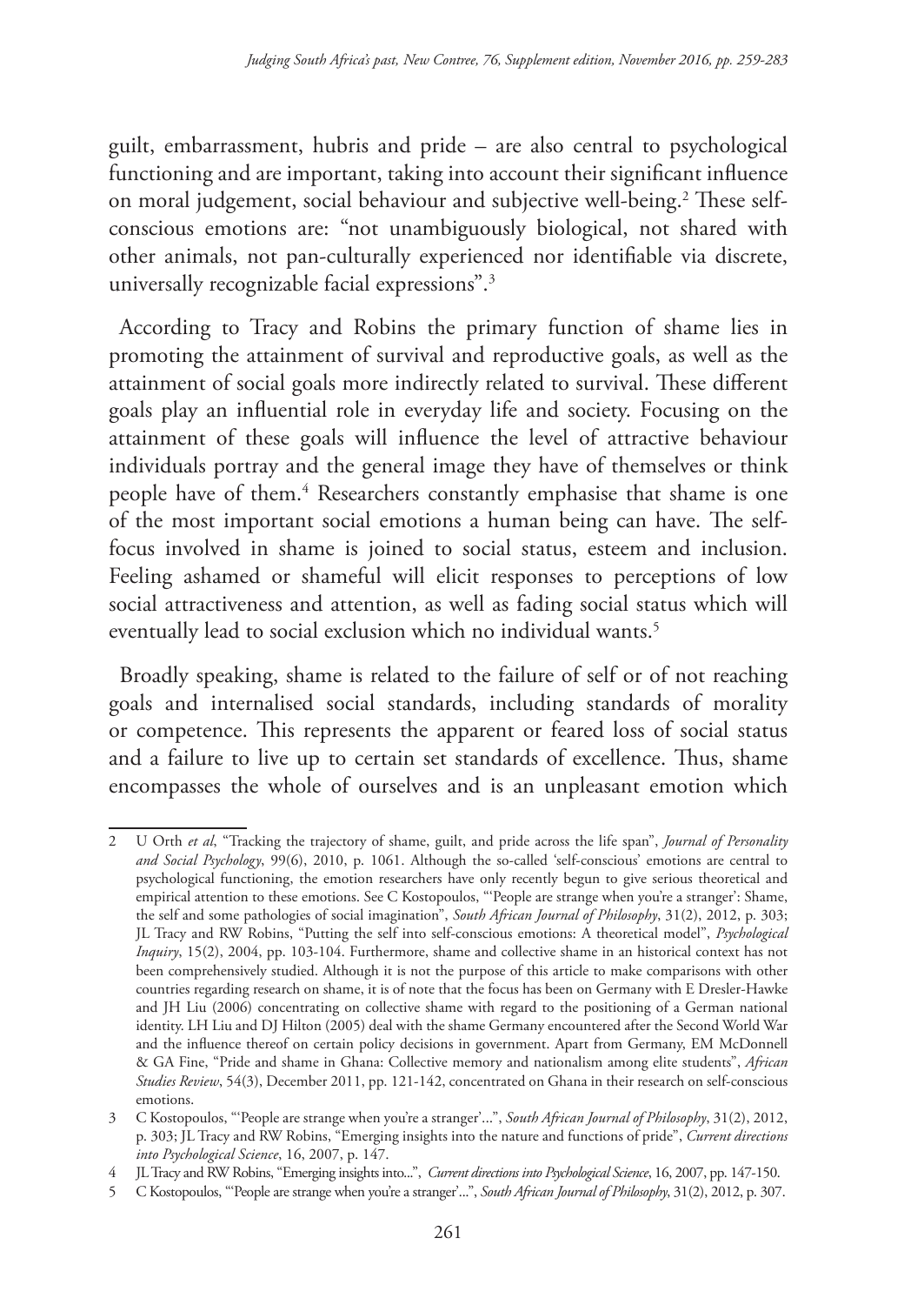guilt, embarrassment, hubris and pride – are also central to psychological functioning and are important, taking into account their significant influence on moral judgement, social behaviour and subjective well-being.[2] These self-conscious emotions are: "not unambiguously biological, not shared with other animals, not pan-culturally experienced nor identifiable via discrete, universally recognizable facial expressions".[3]

According to Tracy and Robins the primary function of shame lies in promoting the attainment of survival and reproductive goals, as well as the attainment of social goals more indirectly related to survival. These different goals play an influential role in everyday life and society. Focusing on the attainment of these goals will influence the level of attractive behaviour individuals portray and the general image they have of themselves or think people have of them.[4] Researchers constantly emphasise that shame is one of the most important social emotions a human being can have. The self-focus involved in shame is joined to social status, esteem and inclusion. Feeling ashamed or shameful will elicit responses to perceptions of low social attractiveness and attention, as well as fading social status which will eventually lead to social exclusion which no individual wants.[5]

Broadly speaking, shame is related to the failure of self or of not reaching goals and internalised social standards, including standards of morality or competence. This represents the apparent or feared loss of social status and a failure to live up to certain set standards of excellence. Thus, shame encompasses the whole of ourselves and is an unpleasant emotion which

---

2 U Orth *et al*, "Tracking the trajectory of shame, guilt, and pride across the life span", *Journal of Personality and Social Psychology*, 99(6), 2010, p. 1061. Although the so-called 'self-conscious' emotions are central to psychological functioning, the emotion researchers have only recently begun to give serious theoretical and empirical attention to these emotions. See C Kostopoulos, "'People are strange when you're a stranger': Shame, the self and some pathologies of social imagination", *South African Journal of Philosophy*, 31(2), 2012, p. 303; JL Tracy and RW Robins, "Putting the self into self-conscious emotions: A theoretical model", *Psychological Inquiry*, 15(2), 2004, pp. 103-104. Furthermore, shame and collective shame in an historical context has not been comprehensively studied. Although it is not the purpose of this article to make comparisons with other countries regarding research on shame, it is of note that the focus has been on Germany with E Dresler-Hawke and JH Liu (2006) concentrating on collective shame with regard to the positioning of a German national identity. LH Liu and DJ Hilton (2005) deal with the shame Germany encountered after the Second World War and the influence thereof on certain policy decisions in government. Apart from Germany, EM McDonnell & GA Fine, "Pride and shame in Ghana: Collective memory and nationalism among elite students", *African Studies Review*, 54(3), December 2011, pp. 121-142, concentrated on Ghana in their research on self-conscious emotions.

3 C Kostopoulos, "'People are strange when you're a stranger'...", *South African Journal of Philosophy*, 31(2), 2012, p. 303; JL Tracy and RW Robins, "Emerging insights into the nature and functions of pride", *Current directions into Psychological Science*, 16, 2007, p. 147.

4 JL Tracy and RW Robins, "Emerging insights into...", *Current directions into Psychological Science*, 16, 2007, pp. 147-150.

5 C Kostopoulos, "'People are strange when you're a stranger'...", *South African Journal of Philosophy*, 31(2), 2012, p. 307.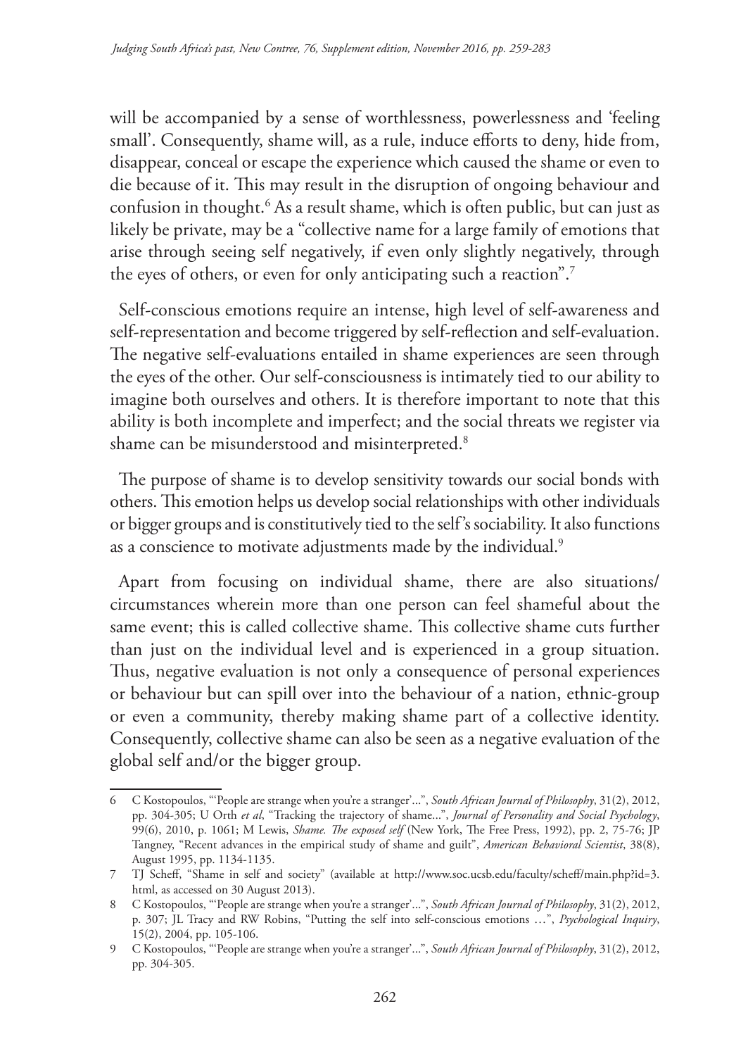will be accompanied by a sense of worthlessness, powerlessness and 'feeling small'. Consequently, shame will, as a rule, induce efforts to deny, hide from, disappear, conceal or escape the experience which caused the shame or even to die because of it. This may result in the disruption of ongoing behaviour and confusion in thought.[6] As a result shame, which is often public, but can just as likely be private, may be a "collective name for a large family of emotions that arise through seeing self negatively, if even only slightly negatively, through the eyes of others, or even for only anticipating such a reaction".[7]

Self-conscious emotions require an intense, high level of self-awareness and self-representation and become triggered by self-reflection and self-evaluation. The negative self-evaluations entailed in shame experiences are seen through the eyes of the other. Our self-consciousness is intimately tied to our ability to imagine both ourselves and others. It is therefore important to note that this ability is both incomplete and imperfect; and the social threats we register via shame can be misunderstood and misinterpreted.[8]

The purpose of shame is to develop sensitivity towards our social bonds with others. This emotion helps us develop social relationships with other individuals or bigger groups and is constitutively tied to the self's sociability. It also functions as a conscience to motivate adjustments made by the individual.[9]

Apart from focusing on individual shame, there are also situations/circumstances wherein more than one person can feel shameful about the same event; this is called collective shame. This collective shame cuts further than just on the individual level and is experienced in a group situation. Thus, negative evaluation is not only a consequence of personal experiences or behaviour but can spill over into the behaviour of a nation, ethnic-group or even a community, thereby making shame part of a collective identity. Consequently, collective shame can also be seen as a negative evaluation of the global self and/or the bigger group.

---

6 C Kostopoulos, "'People are strange when you're a stranger'...", *South African Journal of Philosophy*, 31(2), 2012, pp. 304-305; U Orth *et al*, "Tracking the trajectory of shame...", *Journal of Personality and Social Psychology*, 99(6), 2010, p. 1061; M Lewis, *Shame. The exposed self* (New York, The Free Press, 1992), pp. 2, 75-76; JP Tangney, "Recent advances in the empirical study of shame and guilt", *American Behavioral Scientist*, 38(8), August 1995, pp. 1134-1135.

7 TJ Scheff, "Shame in self and society" (available at http://www.soc.ucsb.edu/faculty/scheff/main.php?id=3.html, as accessed on 30 August 2013).

8 C Kostopoulos, "'People are strange when you're a stranger'...", *South African Journal of Philosophy*, 31(2), 2012, p. 307; JL Tracy and RW Robins, "Putting the self into self-conscious emotions …", *Psychological Inquiry*, 15(2), 2004, pp. 105-106.

9 C Kostopoulos, "'People are strange when you're a stranger'...", *South African Journal of Philosophy*, 31(2), 2012, pp. 304-305.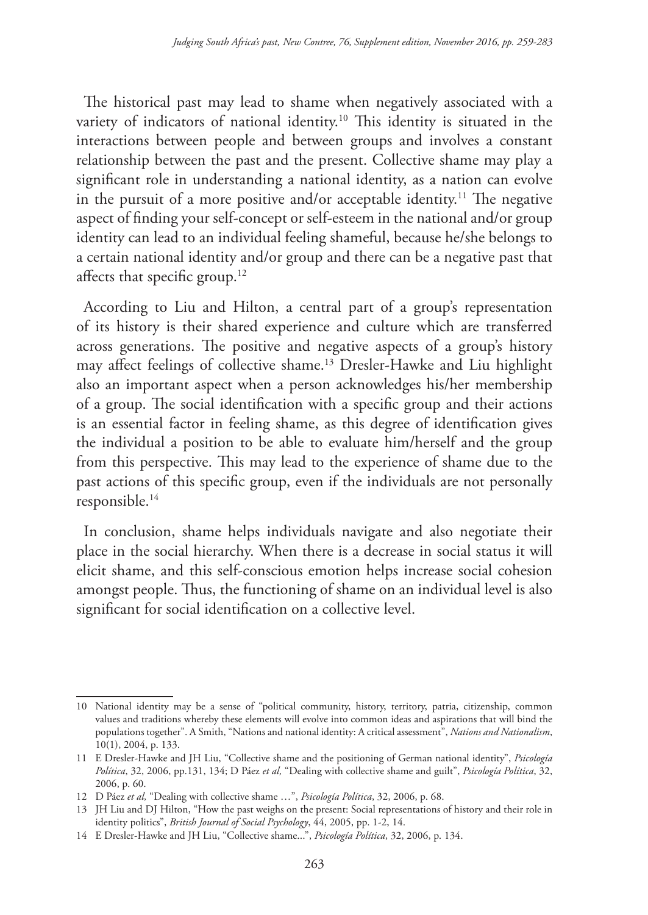The historical past may lead to shame when negatively associated with a variety of indicators of national identity.[10] This identity is situated in the interactions between people and between groups and involves a constant relationship between the past and the present. Collective shame may play a significant role in understanding a national identity, as a nation can evolve in the pursuit of a more positive and/or acceptable identity.[11] The negative aspect of finding your self-concept or self-esteem in the national and/or group identity can lead to an individual feeling shameful, because he/she belongs to a certain national identity and/or group and there can be a negative past that affects that specific group.[12]

According to Liu and Hilton, a central part of a group's representation of its history is their shared experience and culture which are transferred across generations. The positive and negative aspects of a group's history may affect feelings of collective shame.[13] Dresler-Hawke and Liu highlight also an important aspect when a person acknowledges his/her membership of a group. The social identification with a specific group and their actions is an essential factor in feeling shame, as this degree of identification gives the individual a position to be able to evaluate him/herself and the group from this perspective. This may lead to the experience of shame due to the past actions of this specific group, even if the individuals are not personally responsible.[14]

In conclusion, shame helps individuals navigate and also negotiate their place in the social hierarchy. When there is a decrease in social status it will elicit shame, and this self-conscious emotion helps increase social cohesion amongst people. Thus, the functioning of shame on an individual level is also significant for social identification on a collective level.

---

10 National identity may be a sense of "political community, history, territory, patria, citizenship, common values and traditions whereby these elements will evolve into common ideas and aspirations that will bind the populations together". A Smith, "Nations and national identity: A critical assessment", *Nations and Nationalism*, 10(1), 2004, p. 133.

11 E Dresler-Hawke and JH Liu, "Collective shame and the positioning of German national identity", *Psicología Política*, 32, 2006, pp.131, 134; D Páez *et al,* "Dealing with collective shame and guilt", *Psicología Política*, 32, 2006, p. 60.

12 D Páez *et al,* "Dealing with collective shame …", *Psicología Política*, 32, 2006, p. 68.

13 JH Liu and DJ Hilton, "How the past weighs on the present: Social representations of history and their role in identity politics", *British Journal of Social Psychology*, 44, 2005, pp. 1-2, 14.

14 E Dresler-Hawke and JH Liu, "Collective shame...", *Psicología Política*, 32, 2006, p. 134.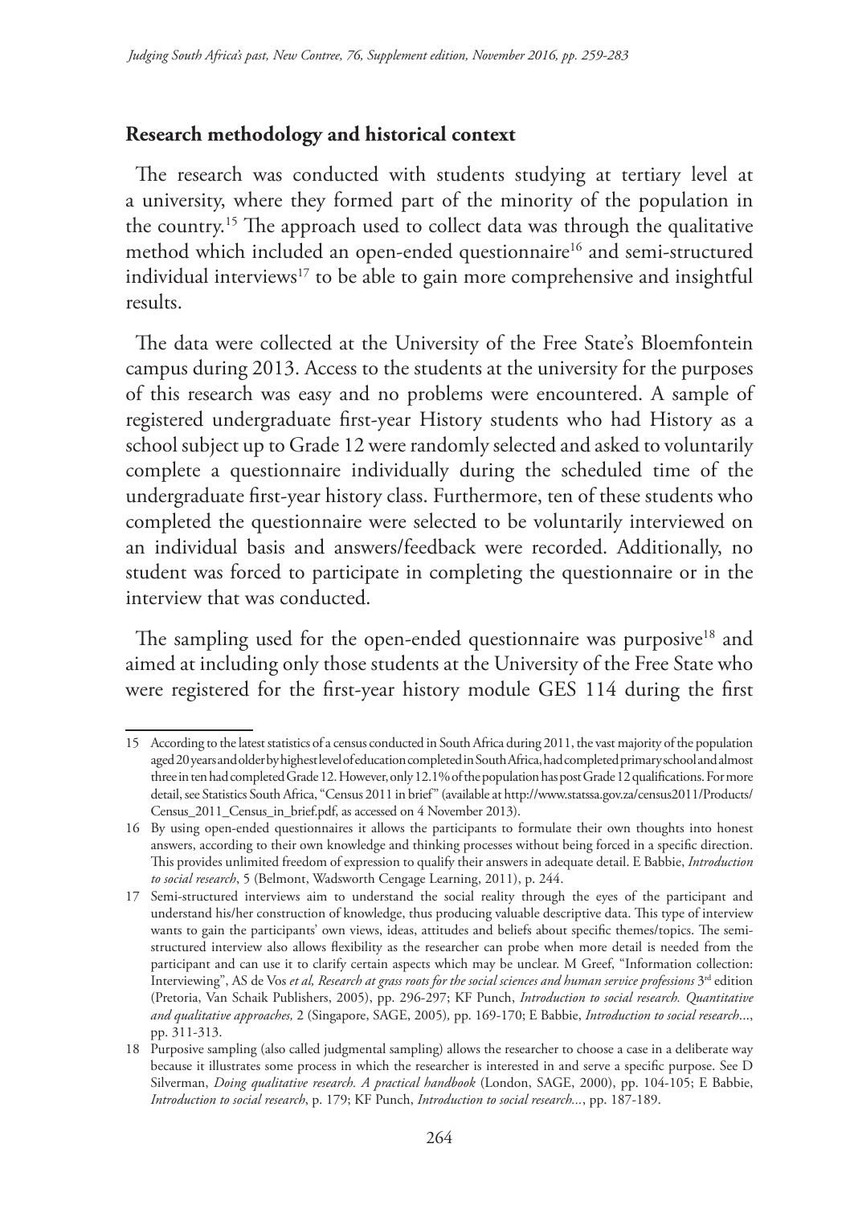## Research methodology and historical context

The research was conducted with students studying at tertiary level at a university, where they formed part of the minority of the population in the country.[15] The approach used to collect data was through the qualitative method which included an open-ended questionnaire[16] and semi-structured individual interviews[17] to be able to gain more comprehensive and insightful results.

The data were collected at the University of the Free State's Bloemfontein campus during 2013. Access to the students at the university for the purposes of this research was easy and no problems were encountered. A sample of registered undergraduate first-year History students who had History as a school subject up to Grade 12 were randomly selected and asked to voluntarily complete a questionnaire individually during the scheduled time of the undergraduate first-year history class. Furthermore, ten of these students who completed the questionnaire were selected to be voluntarily interviewed on an individual basis and answers/feedback were recorded. Additionally, no student was forced to participate in completing the questionnaire or in the interview that was conducted.

The sampling used for the open-ended questionnaire was purposive[18] and aimed at including only those students at the University of the Free State who were registered for the first-year history module GES 114 during the first

---

15 According to the latest statistics of a census conducted in South Africa during 2011, the vast majority of the population aged 20 years and older by highest level of education completed in South Africa, had completed primary school and almost three in ten had completed Grade 12. However, only 12.1% of the population has post Grade 12 qualifications. For more detail, see Statistics South Africa, "Census 2011 in brief" (available at http://www.statssa.gov.za/census2011/Products/Census_2011_Census_in_brief.pdf, as accessed on 4 November 2013).

16 By using open-ended questionnaires it allows the participants to formulate their own thoughts into honest answers, according to their own knowledge and thinking processes without being forced in a specific direction. This provides unlimited freedom of expression to qualify their answers in adequate detail. E Babbie, *Introduction to social research*, 5 (Belmont, Wadsworth Cengage Learning, 2011), p. 244.

17 Semi-structured interviews aim to understand the social reality through the eyes of the participant and understand his/her construction of knowledge, thus producing valuable descriptive data. This type of interview wants to gain the participants' own views, ideas, attitudes and beliefs about specific themes/topics. The semi-structured interview also allows flexibility as the researcher can probe when more detail is needed from the participant and can use it to clarify certain aspects which may be unclear. M Greef, "Information collection: Interviewing", AS de Vos *et al, Research at grass roots for the social sciences and human service professions* 3rd edition (Pretoria, Van Schaik Publishers, 2005), pp. 296-297; KF Punch, *Introduction to social research. Quantitative and qualitative approaches,* 2 (Singapore, SAGE, 2005), pp. 169-170; E Babbie, *Introduction to social research*..., pp. 311-313.

18 Purposive sampling (also called judgmental sampling) allows the researcher to choose a case in a deliberate way because it illustrates some process in which the researcher is interested in and serve a specific purpose. See D Silverman, *Doing qualitative research. A practical handbook* (London, SAGE, 2000), pp. 104-105; E Babbie, *Introduction to social research*, p. 179; KF Punch, *Introduction to social research*..., pp. 187-189.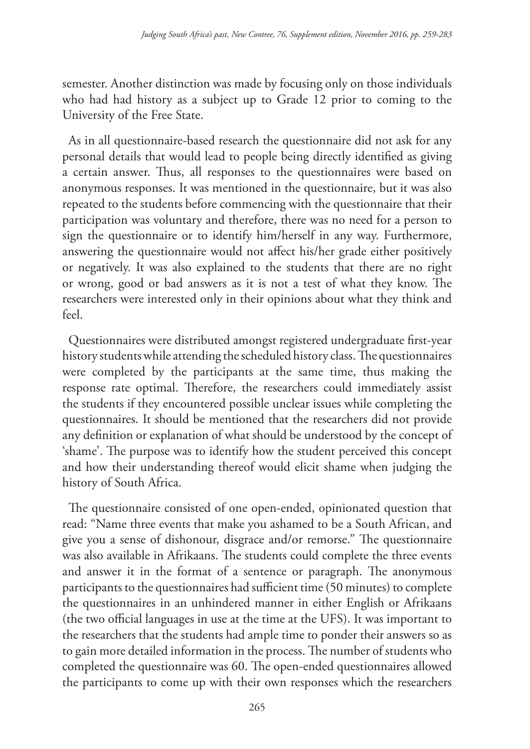semester. Another distinction was made by focusing only on those individuals who had had history as a subject up to Grade 12 prior to coming to the University of the Free State.

As in all questionnaire-based research the questionnaire did not ask for any personal details that would lead to people being directly identified as giving a certain answer. Thus, all responses to the questionnaires were based on anonymous responses. It was mentioned in the questionnaire, but it was also repeated to the students before commencing with the questionnaire that their participation was voluntary and therefore, there was no need for a person to sign the questionnaire or to identify him/herself in any way. Furthermore, answering the questionnaire would not affect his/her grade either positively or negatively. It was also explained to the students that there are no right or wrong, good or bad answers as it is not a test of what they know. The researchers were interested only in their opinions about what they think and feel.

Questionnaires were distributed amongst registered undergraduate first-year history students while attending the scheduled history class. The questionnaires were completed by the participants at the same time, thus making the response rate optimal. Therefore, the researchers could immediately assist the students if they encountered possible unclear issues while completing the questionnaires. It should be mentioned that the researchers did not provide any definition or explanation of what should be understood by the concept of 'shame'. The purpose was to identify how the student perceived this concept and how their understanding thereof would elicit shame when judging the history of South Africa.

The questionnaire consisted of one open-ended, opinionated question that read: "Name three events that make you ashamed to be a South African, and give you a sense of dishonour, disgrace and/or remorse." The questionnaire was also available in Afrikaans. The students could complete the three events and answer it in the format of a sentence or paragraph. The anonymous participants to the questionnaires had sufficient time (50 minutes) to complete the questionnaires in an unhindered manner in either English or Afrikaans (the two official languages in use at the time at the UFS). It was important to the researchers that the students had ample time to ponder their answers so as to gain more detailed information in the process. The number of students who completed the questionnaire was 60. The open-ended questionnaires allowed the participants to come up with their own responses which the researchers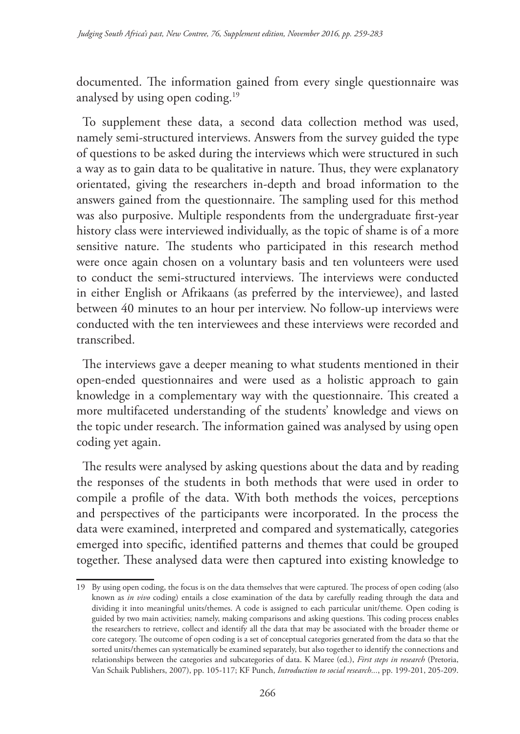documented. The information gained from every single questionnaire was analysed by using open coding.[19]

To supplement these data, a second data collection method was used, namely semi-structured interviews. Answers from the survey guided the type of questions to be asked during the interviews which were structured in such a way as to gain data to be qualitative in nature. Thus, they were explanatory orientated, giving the researchers in-depth and broad information to the answers gained from the questionnaire. The sampling used for this method was also purposive. Multiple respondents from the undergraduate first-year history class were interviewed individually, as the topic of shame is of a more sensitive nature. The students who participated in this research method were once again chosen on a voluntary basis and ten volunteers were used to conduct the semi-structured interviews. The interviews were conducted in either English or Afrikaans (as preferred by the interviewee), and lasted between 40 minutes to an hour per interview. No follow-up interviews were conducted with the ten interviewees and these interviews were recorded and transcribed.

The interviews gave a deeper meaning to what students mentioned in their open-ended questionnaires and were used as a holistic approach to gain knowledge in a complementary way with the questionnaire. This created a more multifaceted understanding of the students' knowledge and views on the topic under research. The information gained was analysed by using open coding yet again.

The results were analysed by asking questions about the data and by reading the responses of the students in both methods that were used in order to compile a profile of the data. With both methods the voices, perceptions and perspectives of the participants were incorporated. In the process the data were examined, interpreted and compared and systematically, categories emerged into specific, identified patterns and themes that could be grouped together. These analysed data were then captured into existing knowledge to

---

19 By using open coding, the focus is on the data themselves that were captured. The process of open coding (also known as *in vivo* coding) entails a close examination of the data by carefully reading through the data and dividing it into meaningful units/themes. A code is assigned to each particular unit/theme. Open coding is guided by two main activities; namely, making comparisons and asking questions. This coding process enables the researchers to retrieve, collect and identify all the data that may be associated with the broader theme or core category. The outcome of open coding is a set of conceptual categories generated from the data so that the sorted units/themes can systematically be examined separately, but also together to identify the connections and relationships between the categories and subcategories of data. K Maree (ed.), *First steps in research* (Pretoria, Van Schaik Publishers, 2007), pp. 105-117; KF Punch, *Introduction to social research...*, pp. 199-201, 205-209.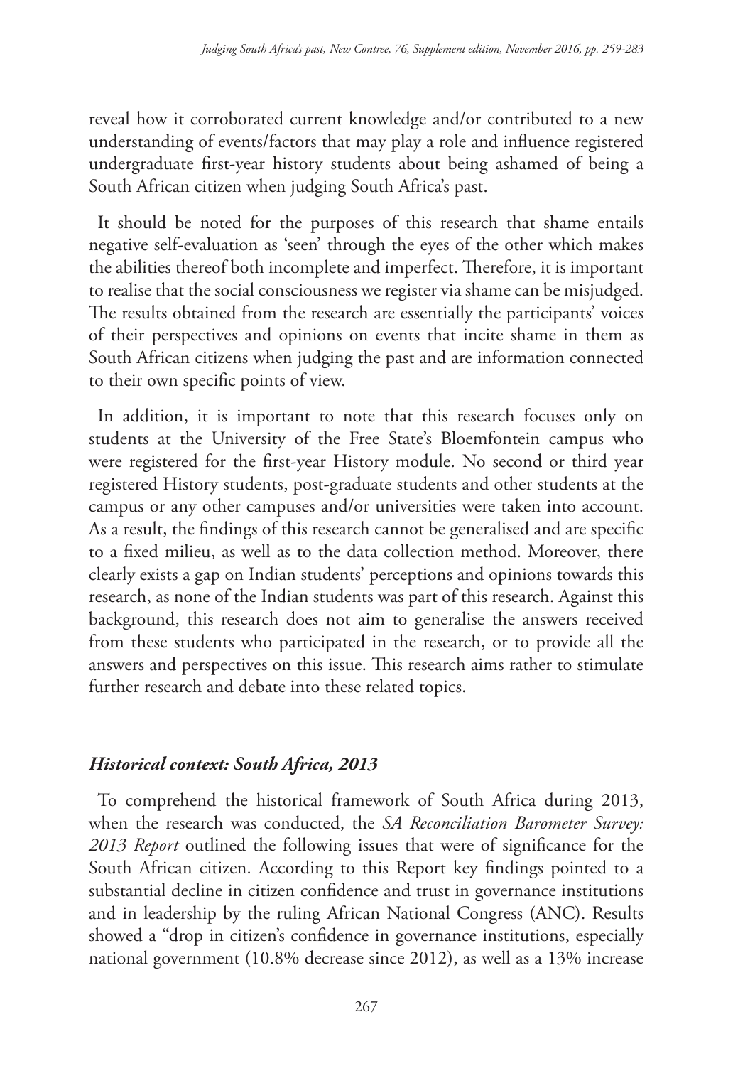reveal how it corroborated current knowledge and/or contributed to a new understanding of events/factors that may play a role and influence registered undergraduate first-year history students about being ashamed of being a South African citizen when judging South Africa's past.

It should be noted for the purposes of this research that shame entails negative self-evaluation as 'seen' through the eyes of the other which makes the abilities thereof both incomplete and imperfect. Therefore, it is important to realise that the social consciousness we register via shame can be misjudged. The results obtained from the research are essentially the participants' voices of their perspectives and opinions on events that incite shame in them as South African citizens when judging the past and are information connected to their own specific points of view.

In addition, it is important to note that this research focuses only on students at the University of the Free State's Bloemfontein campus who were registered for the first-year History module. No second or third year registered History students, post-graduate students and other students at the campus or any other campuses and/or universities were taken into account. As a result, the findings of this research cannot be generalised and are specific to a fixed milieu, as well as to the data collection method. Moreover, there clearly exists a gap on Indian students' perceptions and opinions towards this research, as none of the Indian students was part of this research. Against this background, this research does not aim to generalise the answers received from these students who participated in the research, or to provide all the answers and perspectives on this issue. This research aims rather to stimulate further research and debate into these related topics.

### *Historical context: South Africa, 2013*

To comprehend the historical framework of South Africa during 2013, when the research was conducted, the *SA Reconciliation Barometer Survey: 2013 Report* outlined the following issues that were of significance for the South African citizen. According to this Report key findings pointed to a substantial decline in citizen confidence and trust in governance institutions and in leadership by the ruling African National Congress (ANC). Results showed a "drop in citizen's confidence in governance institutions, especially national government (10.8% decrease since 2012), as well as a 13% increase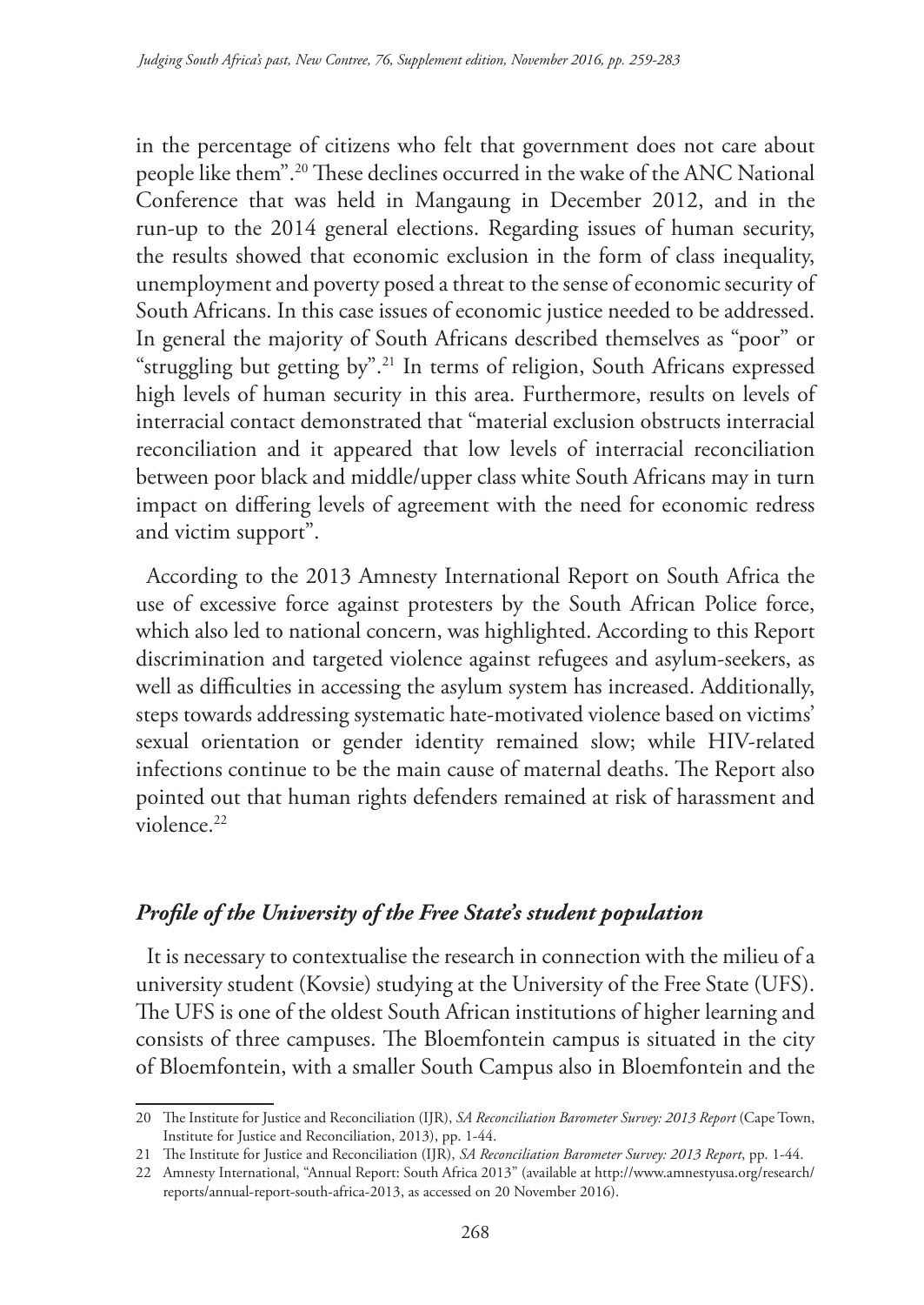in the percentage of citizens who felt that government does not care about people like them".[20] These declines occurred in the wake of the ANC National Conference that was held in Mangaung in December 2012, and in the run-up to the 2014 general elections. Regarding issues of human security, the results showed that economic exclusion in the form of class inequality, unemployment and poverty posed a threat to the sense of economic security of South Africans. In this case issues of economic justice needed to be addressed. In general the majority of South Africans described themselves as "poor" or "struggling but getting by".[21] In terms of religion, South Africans expressed high levels of human security in this area. Furthermore, results on levels of interracial contact demonstrated that "material exclusion obstructs interracial reconciliation and it appeared that low levels of interracial reconciliation between poor black and middle/upper class white South Africans may in turn impact on differing levels of agreement with the need for economic redress and victim support".

According to the 2013 Amnesty International Report on South Africa the use of excessive force against protesters by the South African Police force, which also led to national concern, was highlighted. According to this Report discrimination and targeted violence against refugees and asylum-seekers, as well as difficulties in accessing the asylum system has increased. Additionally, steps towards addressing systematic hate-motivated violence based on victims' sexual orientation or gender identity remained slow; while HIV-related infections continue to be the main cause of maternal deaths. The Report also pointed out that human rights defenders remained at risk of harassment and violence.[22]

## *Profile of the University of the Free State's student population*

It is necessary to contextualise the research in connection with the milieu of a university student (Kovsie) studying at the University of the Free State (UFS). The UFS is one of the oldest South African institutions of higher learning and consists of three campuses. The Bloemfontein campus is situated in the city of Bloemfontein, with a smaller South Campus also in Bloemfontein and the

---

20 The Institute for Justice and Reconciliation (IJR), *SA Reconciliation Barometer Survey: 2013 Report* (Cape Town, Institute for Justice and Reconciliation, 2013), pp. 1-44.

21 The Institute for Justice and Reconciliation (IJR), *SA Reconciliation Barometer Survey: 2013 Report*, pp. 1-44.

22 Amnesty International, "Annual Report: South Africa 2013" (available at http://www.amnestyusa.org/research/reports/annual-report-south-africa-2013, as accessed on 20 November 2016).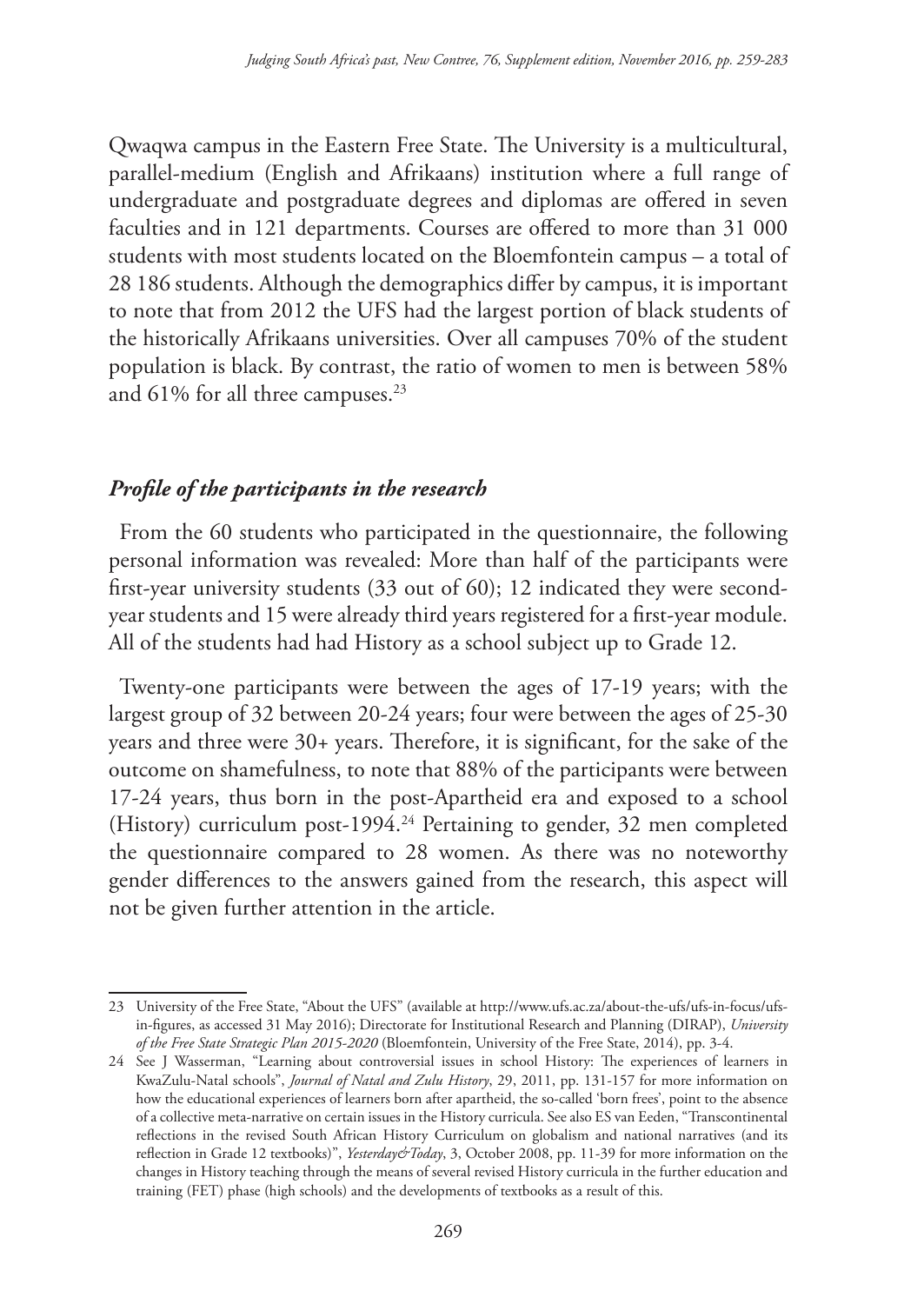Qwaqwa campus in the Eastern Free State. The University is a multicultural, parallel-medium (English and Afrikaans) institution where a full range of undergraduate and postgraduate degrees and diplomas are offered in seven faculties and in 121 departments. Courses are offered to more than 31 000 students with most students located on the Bloemfontein campus – a total of 28 186 students. Although the demographics differ by campus, it is important to note that from 2012 the UFS had the largest portion of black students of the historically Afrikaans universities. Over all campuses 70% of the student population is black. By contrast, the ratio of women to men is between 58% and 61% for all three campuses.[23]

### *Profile of the participants in the research*

From the 60 students who participated in the questionnaire, the following personal information was revealed: More than half of the participants were first-year university students (33 out of 60); 12 indicated they were second-year students and 15 were already third years registered for a first-year module. All of the students had had History as a school subject up to Grade 12.

Twenty-one participants were between the ages of 17-19 years; with the largest group of 32 between 20-24 years; four were between the ages of 25-30 years and three were 30+ years. Therefore, it is significant, for the sake of the outcome on shamefulness, to note that 88% of the participants were between 17-24 years, thus born in the post-Apartheid era and exposed to a school (History) curriculum post-1994.[24] Pertaining to gender, 32 men completed the questionnaire compared to 28 women. As there was no noteworthy gender differences to the answers gained from the research, this aspect will not be given further attention in the article.

---

23 University of the Free State, "About the UFS" (available at http://www.ufs.ac.za/about-the-ufs/ufs-in-focus/ufs-in-figures, as accessed 31 May 2016); Directorate for Institutional Research and Planning (DIRAP), *University of the Free State Strategic Plan 2015-2020* (Bloemfontein, University of the Free State, 2014), pp. 3-4.

24 See J Wasserman, "Learning about controversial issues in school History: The experiences of learners in KwaZulu-Natal schools", *Journal of Natal and Zulu History*, 29, 2011, pp. 131-157 for more information on how the educational experiences of learners born after apartheid, the so-called 'born frees', point to the absence of a collective meta-narrative on certain issues in the History curricula. See also ES van Eeden, "Transcontinental reflections in the revised South African History Curriculum on globalism and national narratives (and its reflection in Grade 12 textbooks)", *Yesterday&Today*, 3, October 2008, pp. 11-39 for more information on the changes in History teaching through the means of several revised History curricula in the further education and training (FET) phase (high schools) and the developments of textbooks as a result of this.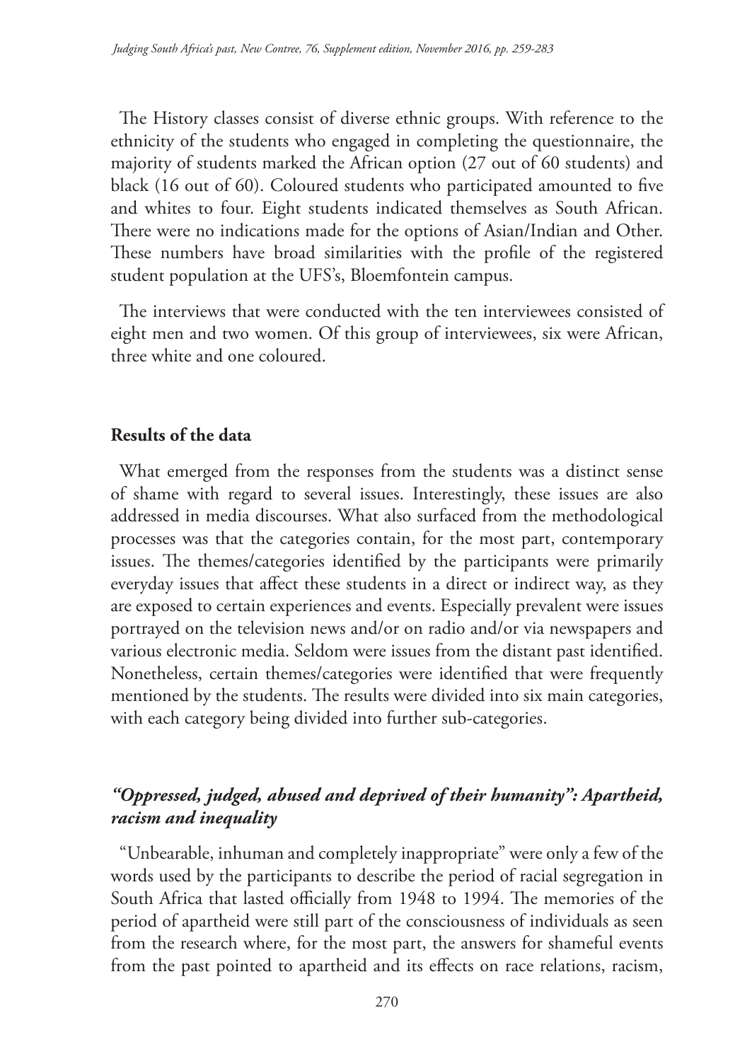The History classes consist of diverse ethnic groups. With reference to the ethnicity of the students who engaged in completing the questionnaire, the majority of students marked the African option (27 out of 60 students) and black (16 out of 60). Coloured students who participated amounted to five and whites to four. Eight students indicated themselves as South African. There were no indications made for the options of Asian/Indian and Other. These numbers have broad similarities with the profile of the registered student population at the UFS's, Bloemfontein campus.

The interviews that were conducted with the ten interviewees consisted of eight men and two women. Of this group of interviewees, six were African, three white and one coloured.

## Results of the data

What emerged from the responses from the students was a distinct sense of shame with regard to several issues. Interestingly, these issues are also addressed in media discourses. What also surfaced from the methodological processes was that the categories contain, for the most part, contemporary issues. The themes/categories identified by the participants were primarily everyday issues that affect these students in a direct or indirect way, as they are exposed to certain experiences and events. Especially prevalent were issues portrayed on the television news and/or on radio and/or via newspapers and various electronic media. Seldom were issues from the distant past identified. Nonetheless, certain themes/categories were identified that were frequently mentioned by the students. The results were divided into six main categories, with each category being divided into further sub-categories.

### *"Oppressed, judged, abused and deprived of their humanity": Apartheid, racism and inequality*

"Unbearable, inhuman and completely inappropriate" were only a few of the words used by the participants to describe the period of racial segregation in South Africa that lasted officially from 1948 to 1994. The memories of the period of apartheid were still part of the consciousness of individuals as seen from the research where, for the most part, the answers for shameful events from the past pointed to apartheid and its effects on race relations, racism,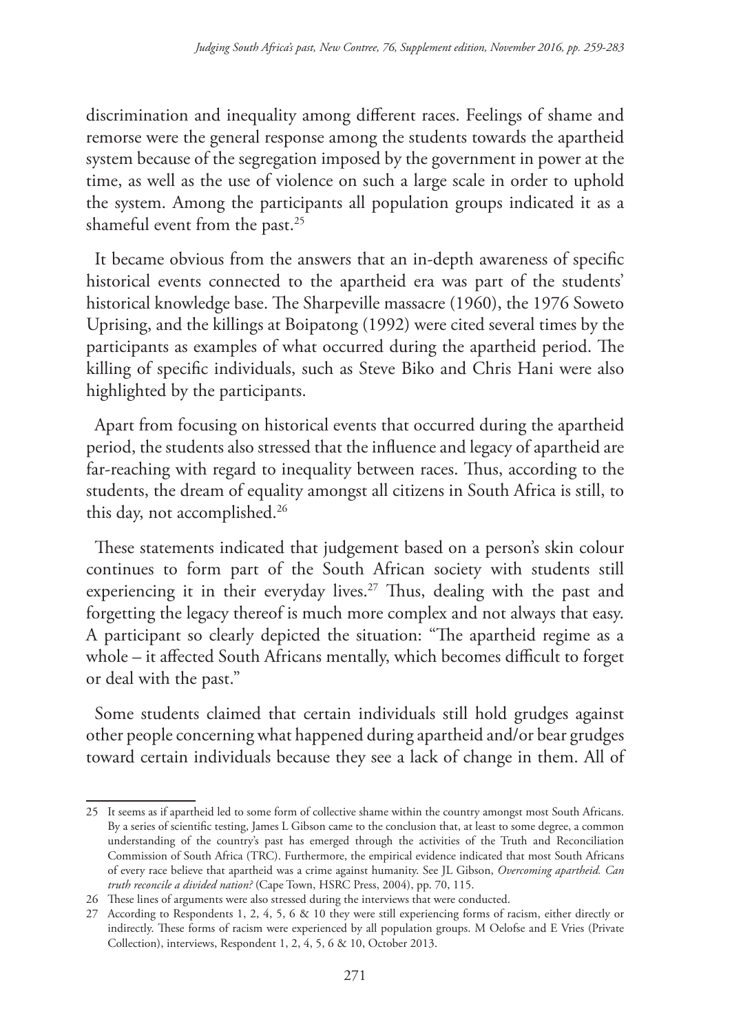discrimination and inequality among different races. Feelings of shame and remorse were the general response among the students towards the apartheid system because of the segregation imposed by the government in power at the time, as well as the use of violence on such a large scale in order to uphold the system. Among the participants all population groups indicated it as a shameful event from the past.[25]

It became obvious from the answers that an in-depth awareness of specific historical events connected to the apartheid era was part of the students' historical knowledge base. The Sharpeville massacre (1960), the 1976 Soweto Uprising, and the killings at Boipatong (1992) were cited several times by the participants as examples of what occurred during the apartheid period. The killing of specific individuals, such as Steve Biko and Chris Hani were also highlighted by the participants.

Apart from focusing on historical events that occurred during the apartheid period, the students also stressed that the influence and legacy of apartheid are far-reaching with regard to inequality between races. Thus, according to the students, the dream of equality amongst all citizens in South Africa is still, to this day, not accomplished.[26]

These statements indicated that judgement based on a person's skin colour continues to form part of the South African society with students still experiencing it in their everyday lives.[27] Thus, dealing with the past and forgetting the legacy thereof is much more complex and not always that easy. A participant so clearly depicted the situation: "The apartheid regime as a whole – it affected South Africans mentally, which becomes difficult to forget or deal with the past."

Some students claimed that certain individuals still hold grudges against other people concerning what happened during apartheid and/or bear grudges toward certain individuals because they see a lack of change in them. All of

---

25 It seems as if apartheid led to some form of collective shame within the country amongst most South Africans. By a series of scientific testing, James L Gibson came to the conclusion that, at least to some degree, a common understanding of the country's past has emerged through the activities of the Truth and Reconciliation Commission of South Africa (TRC). Furthermore, the empirical evidence indicated that most South Africans of every race believe that apartheid was a crime against humanity. See JL Gibson, *Overcoming apartheid. Can truth reconcile a divided nation?* (Cape Town, HSRC Press, 2004), pp. 70, 115.

26 These lines of arguments were also stressed during the interviews that were conducted.

27 According to Respondents 1, 2, 4, 5, 6 & 10 they were still experiencing forms of racism, either directly or indirectly. These forms of racism were experienced by all population groups. M Oelofse and E Vries (Private Collection), interviews, Respondent 1, 2, 4, 5, 6 & 10, October 2013.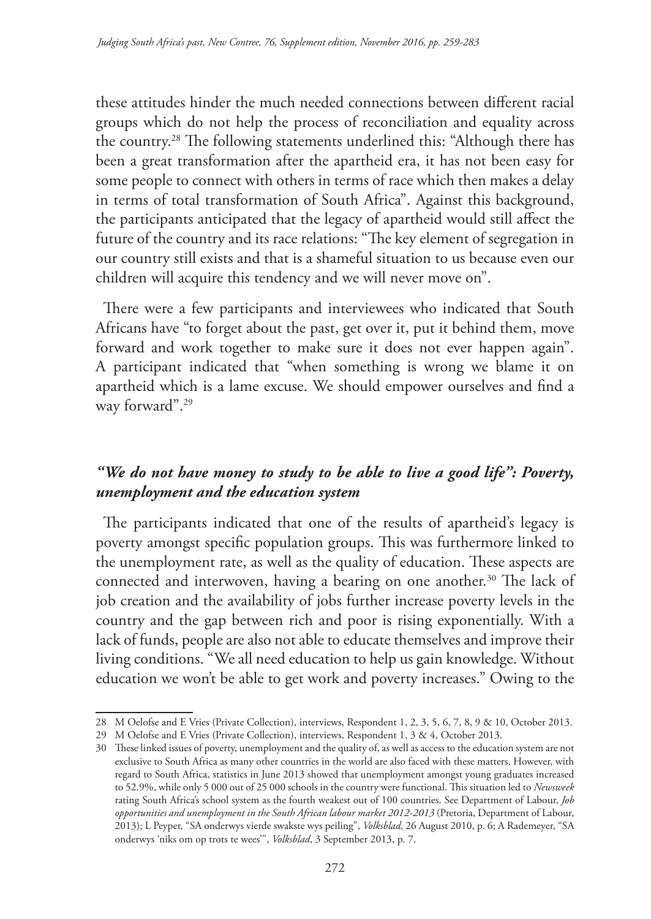these attitudes hinder the much needed connections between different racial groups which do not help the process of reconciliation and equality across the country.[28] The following statements underlined this: "Although there has been a great transformation after the apartheid era, it has not been easy for some people to connect with others in terms of race which then makes a delay in terms of total transformation of South Africa". Against this background, the participants anticipated that the legacy of apartheid would still affect the future of the country and its race relations: "The key element of segregation in our country still exists and that is a shameful situation to us because even our children will acquire this tendency and we will never move on".

There were a few participants and interviewees who indicated that South Africans have "to forget about the past, get over it, put it behind them, move forward and work together to make sure it does not ever happen again". A participant indicated that "when something is wrong we blame it on apartheid which is a lame excuse. We should empower ourselves and find a way forward".[29]

### *"We do not have money to study to be able to live a good life": Poverty, unemployment and the education system*

The participants indicated that one of the results of apartheid's legacy is poverty amongst specific population groups. This was furthermore linked to the unemployment rate, as well as the quality of education. These aspects are connected and interwoven, having a bearing on one another.[30] The lack of job creation and the availability of jobs further increase poverty levels in the country and the gap between rich and poor is rising exponentially. With a lack of funds, people are also not able to educate themselves and improve their living conditions. "We all need education to help us gain knowledge. Without education we won't be able to get work and poverty increases." Owing to the

---

28 M Oelofse and E Vries (Private Collection), interviews, Respondent 1, 2, 3, 5, 6, 7, 8, 9 & 10, October 2013.

29 M Oelofse and E Vries (Private Collection), interviews, Respondent 1, 3 & 4, October 2013.

30 These linked issues of poverty, unemployment and the quality of, as well as access to the education system are not exclusive to South Africa as many other countries in the world are also faced with these matters. However, with regard to South Africa, statistics in June 2013 showed that unemployment amongst young graduates increased to 52.9%, while only 5 000 out of 25 000 schools in the country were functional. This situation led to *Newsweek* rating South Africa's school system as the fourth weakest out of 100 countries. See Department of Labour, *Job opportunities and unemployment in the South African labour market 2012-2013* (Pretoria, Department of Labour, 2013); L Peyper, "SA onderwys vierde swakste wys peiling", *Volksblad*, 26 August 2010, p. 6; A Rademeyer, "SA onderwys 'niks om op trots te wees'", *Volksblad*, 3 September 2013, p. 7.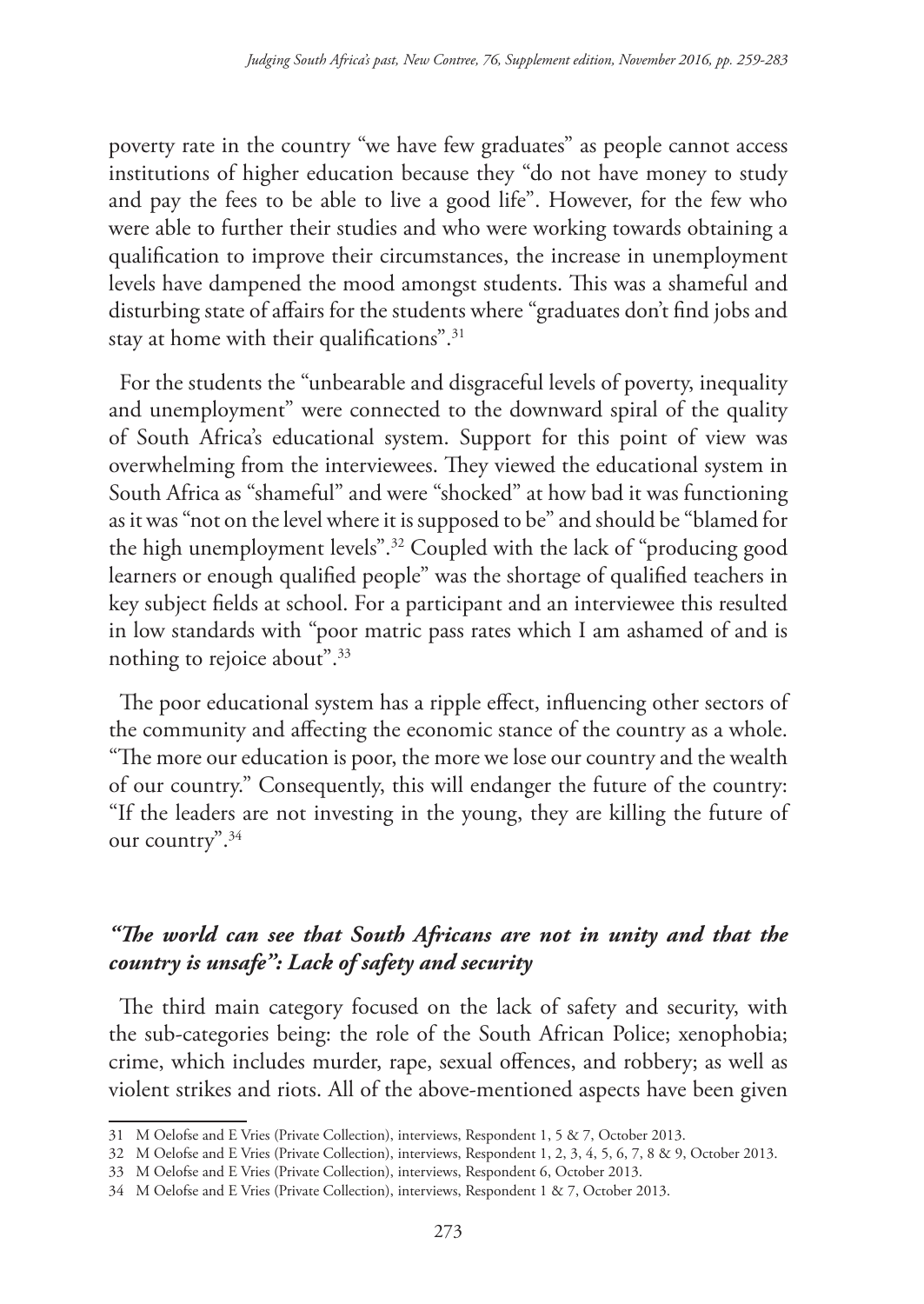poverty rate in the country "we have few graduates" as people cannot access institutions of higher education because they "do not have money to study and pay the fees to be able to live a good life". However, for the few who were able to further their studies and who were working towards obtaining a qualification to improve their circumstances, the increase in unemployment levels have dampened the mood amongst students. This was a shameful and disturbing state of affairs for the students where "graduates don't find jobs and stay at home with their qualifications".[31]

For the students the "unbearable and disgraceful levels of poverty, inequality and unemployment" were connected to the downward spiral of the quality of South Africa's educational system. Support for this point of view was overwhelming from the interviewees. They viewed the educational system in South Africa as "shameful" and were "shocked" at how bad it was functioning as it was "not on the level where it is supposed to be" and should be "blamed for the high unemployment levels".[32] Coupled with the lack of "producing good learners or enough qualified people" was the shortage of qualified teachers in key subject fields at school. For a participant and an interviewee this resulted in low standards with "poor matric pass rates which I am ashamed of and is nothing to rejoice about".[33]

The poor educational system has a ripple effect, influencing other sectors of the community and affecting the economic stance of the country as a whole. "The more our education is poor, the more we lose our country and the wealth of our country." Consequently, this will endanger the future of the country: "If the leaders are not investing in the young, they are killing the future of our country".[34]

### *"The world can see that South Africans are not in unity and that the country is unsafe": Lack of safety and security*

The third main category focused on the lack of safety and security, with the sub-categories being: the role of the South African Police; xenophobia; crime, which includes murder, rape, sexual offences, and robbery; as well as violent strikes and riots. All of the above-mentioned aspects have been given

---

31 M Oelofse and E Vries (Private Collection), interviews, Respondent 1, 5 & 7, October 2013.

32 M Oelofse and E Vries (Private Collection), interviews, Respondent 1, 2, 3, 4, 5, 6, 7, 8 & 9, October 2013.

33 M Oelofse and E Vries (Private Collection), interviews, Respondent 6, October 2013.

34 M Oelofse and E Vries (Private Collection), interviews, Respondent 1 & 7, October 2013.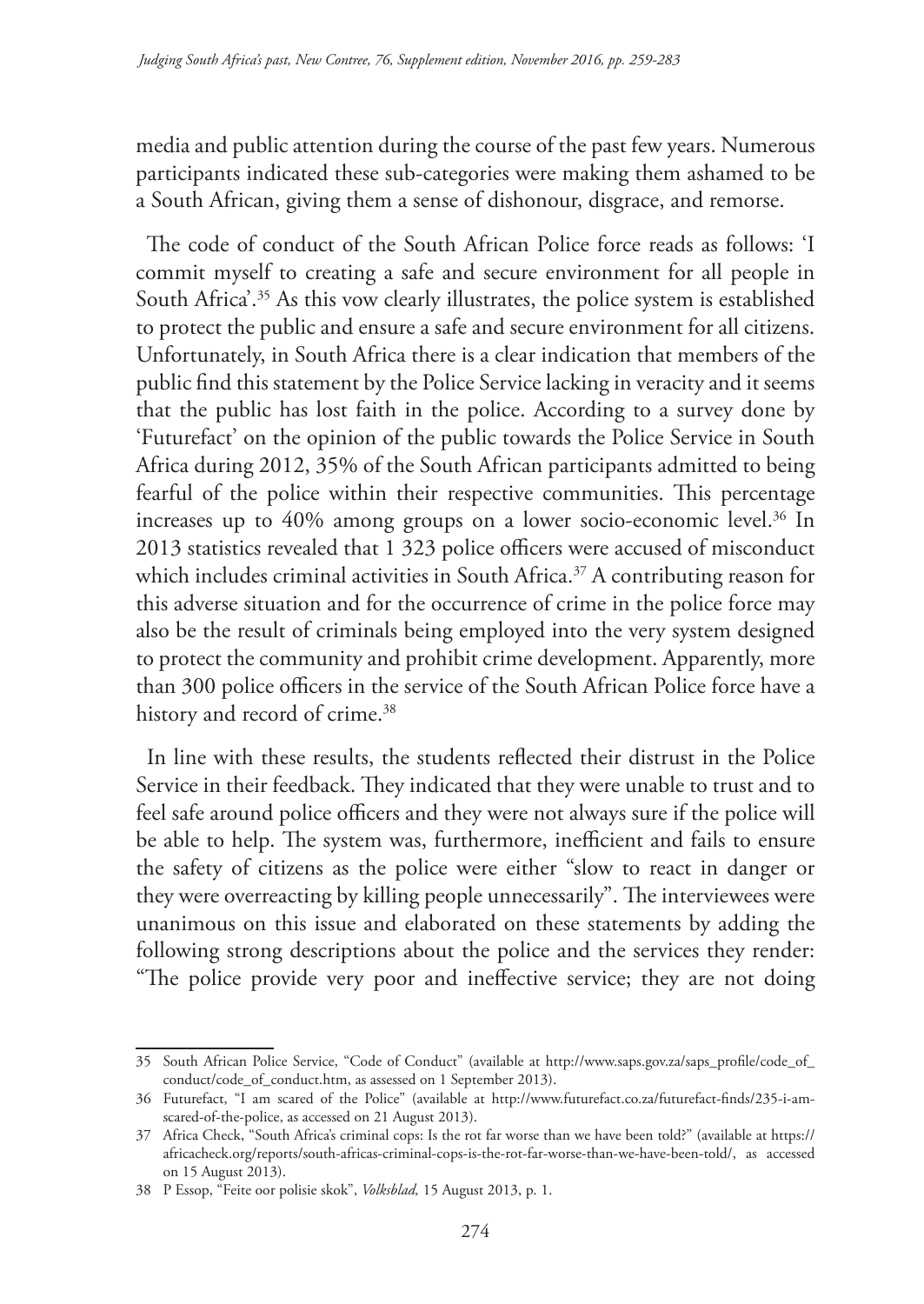media and public attention during the course of the past few years. Numerous participants indicated these sub-categories were making them ashamed to be a South African, giving them a sense of dishonour, disgrace, and remorse.

The code of conduct of the South African Police force reads as follows: 'I commit myself to creating a safe and secure environment for all people in South Africa'.[35] As this vow clearly illustrates, the police system is established to protect the public and ensure a safe and secure environment for all citizens. Unfortunately, in South Africa there is a clear indication that members of the public find this statement by the Police Service lacking in veracity and it seems that the public has lost faith in the police. According to a survey done by 'Futurefact' on the opinion of the public towards the Police Service in South Africa during 2012, 35% of the South African participants admitted to being fearful of the police within their respective communities. This percentage increases up to 40% among groups on a lower socio-economic level.[36] In 2013 statistics revealed that 1 323 police officers were accused of misconduct which includes criminal activities in South Africa.[37] A contributing reason for this adverse situation and for the occurrence of crime in the police force may also be the result of criminals being employed into the very system designed to protect the community and prohibit crime development. Apparently, more than 300 police officers in the service of the South African Police force have a history and record of crime.[38]

In line with these results, the students reflected their distrust in the Police Service in their feedback. They indicated that they were unable to trust and to feel safe around police officers and they were not always sure if the police will be able to help. The system was, furthermore, inefficient and fails to ensure the safety of citizens as the police were either "slow to react in danger or they were overreacting by killing people unnecessarily". The interviewees were unanimous on this issue and elaborated on these statements by adding the following strong descriptions about the police and the services they render: "The police provide very poor and ineffective service; they are not doing

---

35 South African Police Service, "Code of Conduct" (available at http://www.saps.gov.za/saps_profile/code_of_conduct/code_of_conduct.htm, as assessed on 1 September 2013).

36 Futurefact, "I am scared of the Police" (available at http://www.futurefact.co.za/futurefact-finds/235-i-am-scared-of-the-police, as accessed on 21 August 2013).

37 Africa Check, "South Africa's criminal cops: Is the rot far worse than we have been told?" (available at https://africacheck.org/reports/south-africas-criminal-cops-is-the-rot-far-worse-than-we-have-been-told/, as accessed on 15 August 2013).

38 P Essop, "Feite oor polisie skok", *Volksblad,* 15 August 2013, p. 1.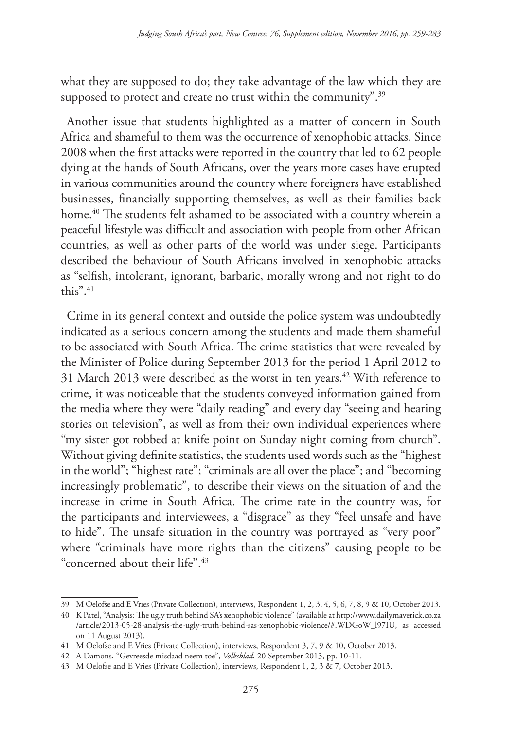what they are supposed to do; they take advantage of the law which they are supposed to protect and create no trust within the community".[39]

Another issue that students highlighted as a matter of concern in South Africa and shameful to them was the occurrence of xenophobic attacks. Since 2008 when the first attacks were reported in the country that led to 62 people dying at the hands of South Africans, over the years more cases have erupted in various communities around the country where foreigners have established businesses, financially supporting themselves, as well as their families back home.[40] The students felt ashamed to be associated with a country wherein a peaceful lifestyle was difficult and association with people from other African countries, as well as other parts of the world was under siege. Participants described the behaviour of South Africans involved in xenophobic attacks as "selfish, intolerant, ignorant, barbaric, morally wrong and not right to do this".[41]

Crime in its general context and outside the police system was undoubtedly indicated as a serious concern among the students and made them shameful to be associated with South Africa. The crime statistics that were revealed by the Minister of Police during September 2013 for the period 1 April 2012 to 31 March 2013 were described as the worst in ten years.[42] With reference to crime, it was noticeable that the students conveyed information gained from the media where they were "daily reading" and every day "seeing and hearing stories on television", as well as from their own individual experiences where "my sister got robbed at knife point on Sunday night coming from church". Without giving definite statistics, the students used words such as the "highest in the world"; "highest rate"; "criminals are all over the place"; and "becoming increasingly problematic", to describe their views on the situation of and the increase in crime in South Africa. The crime rate in the country was, for the participants and interviewees, a "disgrace" as they "feel unsafe and have to hide". The unsafe situation in the country was portrayed as "very poor" where "criminals have more rights than the citizens" causing people to be "concerned about their life".[43]

---

39 M Oelofse and E Vries (Private Collection), interviews, Respondent 1, 2, 3, 4, 5, 6, 7, 8, 9 & 10, October 2013.

40 K Patel, "Analysis: The ugly truth behind SA's xenophobic violence" (available at http://www.dailymaverick.co.za/article/2013-05-28-analysis-the-ugly-truth-behind-sas-xenophobic-violence/#.WDGoW_l97IU, as accessed on 11 August 2013).

41 M Oelofse and E Vries (Private Collection), interviews, Respondent 3, 7, 9 & 10, October 2013.

42 A Damons, "Gevreesde misdaad neem toe", *Volksblad*, 20 September 2013, pp. 10-11.

43 M Oelofse and E Vries (Private Collection), interviews, Respondent 1, 2, 3 & 7, October 2013.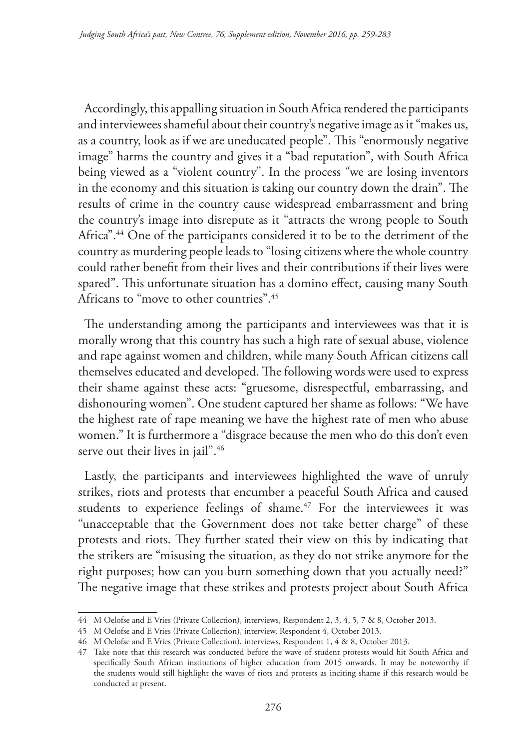Accordingly, this appalling situation in South Africa rendered the participants and interviewees shameful about their country's negative image as it "makes us, as a country, look as if we are uneducated people". This "enormously negative image" harms the country and gives it a "bad reputation", with South Africa being viewed as a "violent country". In the process "we are losing inventors in the economy and this situation is taking our country down the drain". The results of crime in the country cause widespread embarrassment and bring the country's image into disrepute as it "attracts the wrong people to South Africa".[44] One of the participants considered it to be to the detriment of the country as murdering people leads to "losing citizens where the whole country could rather benefit from their lives and their contributions if their lives were spared". This unfortunate situation has a domino effect, causing many South Africans to "move to other countries".[45]

The understanding among the participants and interviewees was that it is morally wrong that this country has such a high rate of sexual abuse, violence and rape against women and children, while many South African citizens call themselves educated and developed. The following words were used to express their shame against these acts: "gruesome, disrespectful, embarrassing, and dishonouring women". One student captured her shame as follows: "We have the highest rate of rape meaning we have the highest rate of men who abuse women." It is furthermore a "disgrace because the men who do this don't even serve out their lives in jail".[46]

Lastly, the participants and interviewees highlighted the wave of unruly strikes, riots and protests that encumber a peaceful South Africa and caused students to experience feelings of shame.[47] For the interviewees it was "unacceptable that the Government does not take better charge" of these protests and riots. They further stated their view on this by indicating that the strikers are "misusing the situation, as they do not strike anymore for the right purposes; how can you burn something down that you actually need?" The negative image that these strikes and protests project about South Africa

---

44 M Oelofse and E Vries (Private Collection), interviews, Respondent 2, 3, 4, 5, 7 & 8, October 2013.

45 M Oelofse and E Vries (Private Collection), interview, Respondent 4, October 2013.

46 M Oelofse and E Vries (Private Collection), interviews, Respondent 1, 4 & 8, October 2013.

47 Take note that this research was conducted before the wave of student protests would hit South Africa and specifically South African institutions of higher education from 2015 onwards. It may be noteworthy if the students would still highlight the waves of riots and protests as inciting shame if this research would be conducted at present.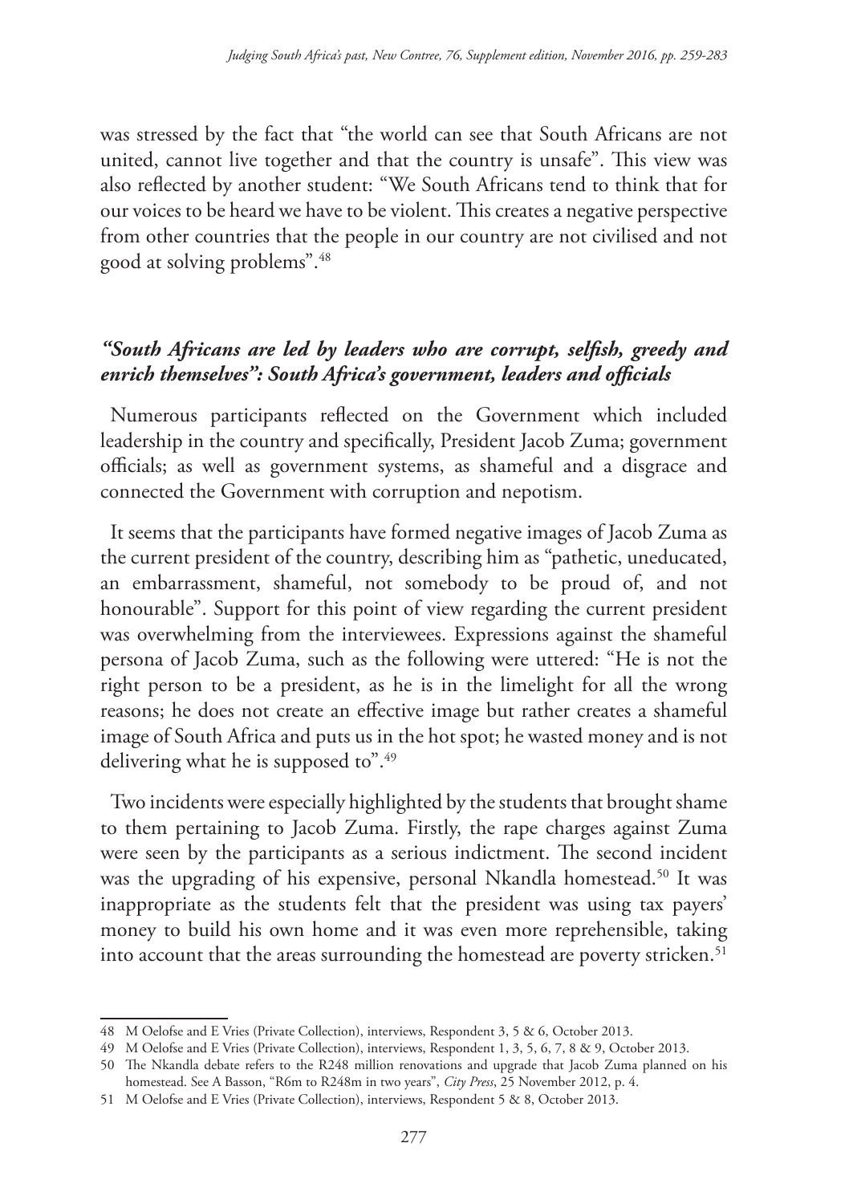was stressed by the fact that "the world can see that South Africans are not united, cannot live together and that the country is unsafe". This view was also reflected by another student: "We South Africans tend to think that for our voices to be heard we have to be violent. This creates a negative perspective from other countries that the people in our country are not civilised and not good at solving problems".[48]

### *"South Africans are led by leaders who are corrupt, selfish, greedy and enrich themselves": South Africa's government, leaders and officials*

Numerous participants reflected on the Government which included leadership in the country and specifically, President Jacob Zuma; government officials; as well as government systems, as shameful and a disgrace and connected the Government with corruption and nepotism.

It seems that the participants have formed negative images of Jacob Zuma as the current president of the country, describing him as "pathetic, uneducated, an embarrassment, shameful, not somebody to be proud of, and not honourable". Support for this point of view regarding the current president was overwhelming from the interviewees. Expressions against the shameful persona of Jacob Zuma, such as the following were uttered: "He is not the right person to be a president, as he is in the limelight for all the wrong reasons; he does not create an effective image but rather creates a shameful image of South Africa and puts us in the hot spot; he wasted money and is not delivering what he is supposed to".[49]

Two incidents were especially highlighted by the students that brought shame to them pertaining to Jacob Zuma. Firstly, the rape charges against Zuma were seen by the participants as a serious indictment. The second incident was the upgrading of his expensive, personal Nkandla homestead.[50] It was inappropriate as the students felt that the president was using tax payers' money to build his own home and it was even more reprehensible, taking into account that the areas surrounding the homestead are poverty stricken.[51]

---

48 M Oelofse and E Vries (Private Collection), interviews, Respondent 3, 5 & 6, October 2013.

49 M Oelofse and E Vries (Private Collection), interviews, Respondent 1, 3, 5, 6, 7, 8 & 9, October 2013.

50 The Nkandla debate refers to the R248 million renovations and upgrade that Jacob Zuma planned on his homestead. See A Basson, "R6m to R248m in two years", *City Press*, 25 November 2012, p. 4.

51 M Oelofse and E Vries (Private Collection), interviews, Respondent 5 & 8, October 2013.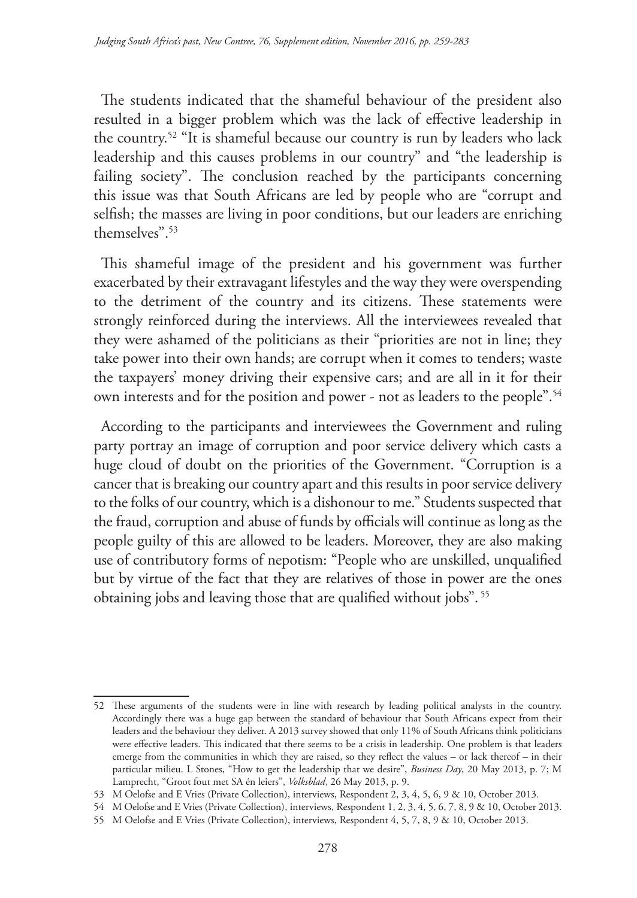The students indicated that the shameful behaviour of the president also resulted in a bigger problem which was the lack of effective leadership in the country.[52] "It is shameful because our country is run by leaders who lack leadership and this causes problems in our country" and "the leadership is failing society". The conclusion reached by the participants concerning this issue was that South Africans are led by people who are "corrupt and selfish; the masses are living in poor conditions, but our leaders are enriching themselves".[53]

This shameful image of the president and his government was further exacerbated by their extravagant lifestyles and the way they were overspending to the detriment of the country and its citizens. These statements were strongly reinforced during the interviews. All the interviewees revealed that they were ashamed of the politicians as their "priorities are not in line; they take power into their own hands; are corrupt when it comes to tenders; waste the taxpayers' money driving their expensive cars; and are all in it for their own interests and for the position and power - not as leaders to the people".[54]

According to the participants and interviewees the Government and ruling party portray an image of corruption and poor service delivery which casts a huge cloud of doubt on the priorities of the Government. "Corruption is a cancer that is breaking our country apart and this results in poor service delivery to the folks of our country, which is a dishonour to me." Students suspected that the fraud, corruption and abuse of funds by officials will continue as long as the people guilty of this are allowed to be leaders. Moreover, they are also making use of contributory forms of nepotism: "People who are unskilled, unqualified but by virtue of the fact that they are relatives of those in power are the ones obtaining jobs and leaving those that are qualified without jobs".[55]

---

52 These arguments of the students were in line with research by leading political analysts in the country. Accordingly there was a huge gap between the standard of behaviour that South Africans expect from their leaders and the behaviour they deliver. A 2013 survey showed that only 11% of South Africans think politicians were effective leaders. This indicated that there seems to be a crisis in leadership. One problem is that leaders emerge from the communities in which they are raised, so they reflect the values – or lack thereof – in their particular milieu. L Stones, "How to get the leadership that we desire", *Business Day*, 20 May 2013, p. 7; M Lamprecht, "Groot fout met SA én leiers", *Volksblad*, 26 May 2013, p. 9.

53 M Oelofse and E Vries (Private Collection), interviews, Respondent 2, 3, 4, 5, 6, 9 & 10, October 2013.

54 M Oelofse and E Vries (Private Collection), interviews, Respondent 1, 2, 3, 4, 5, 6, 7, 8, 9 & 10, October 2013.

55 M Oelofse and E Vries (Private Collection), interviews, Respondent 4, 5, 7, 8, 9 & 10, October 2013.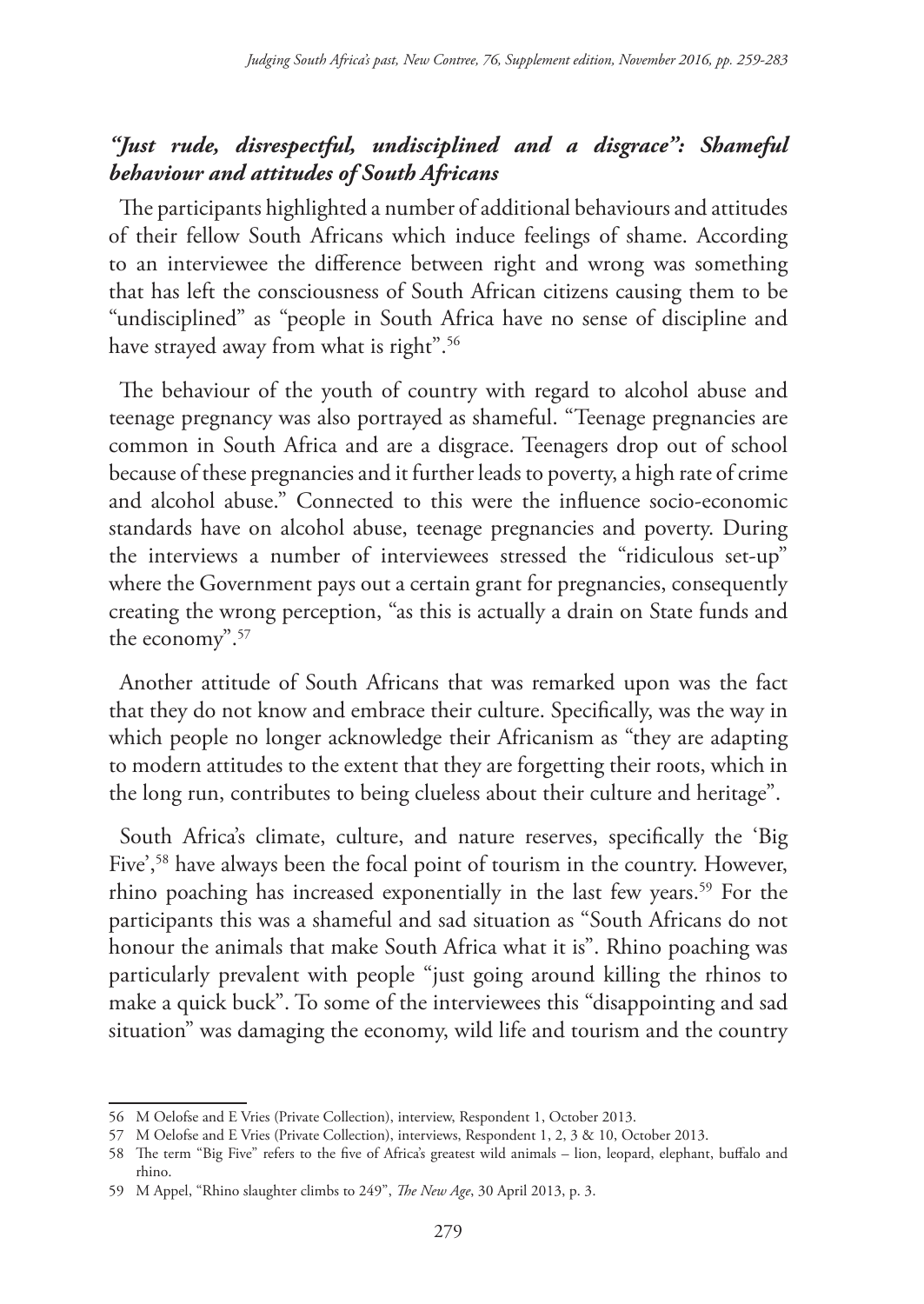### *"Just rude, disrespectful, undisciplined and a disgrace": Shameful behaviour and attitudes of South Africans*

The participants highlighted a number of additional behaviours and attitudes of their fellow South Africans which induce feelings of shame. According to an interviewee the difference between right and wrong was something that has left the consciousness of South African citizens causing them to be "undisciplined" as "people in South Africa have no sense of discipline and have strayed away from what is right".[56]

The behaviour of the youth of country with regard to alcohol abuse and teenage pregnancy was also portrayed as shameful. "Teenage pregnancies are common in South Africa and are a disgrace. Teenagers drop out of school because of these pregnancies and it further leads to poverty, a high rate of crime and alcohol abuse." Connected to this were the influence socio-economic standards have on alcohol abuse, teenage pregnancies and poverty. During the interviews a number of interviewees stressed the "ridiculous set-up" where the Government pays out a certain grant for pregnancies, consequently creating the wrong perception, "as this is actually a drain on State funds and the economy".[57]

Another attitude of South Africans that was remarked upon was the fact that they do not know and embrace their culture. Specifically, was the way in which people no longer acknowledge their Africanism as "they are adapting to modern attitudes to the extent that they are forgetting their roots, which in the long run, contributes to being clueless about their culture and heritage".

South Africa's climate, culture, and nature reserves, specifically the 'Big Five',[58] have always been the focal point of tourism in the country. However, rhino poaching has increased exponentially in the last few years.[59] For the participants this was a shameful and sad situation as "South Africans do not honour the animals that make South Africa what it is". Rhino poaching was particularly prevalent with people "just going around killing the rhinos to make a quick buck". To some of the interviewees this "disappointing and sad situation" was damaging the economy, wild life and tourism and the country

---

56 M Oelofse and E Vries (Private Collection), interview, Respondent 1, October 2013.

57 M Oelofse and E Vries (Private Collection), interviews, Respondent 1, 2, 3 & 10, October 2013.

58 The term "Big Five" refers to the five of Africa's greatest wild animals – lion, leopard, elephant, buffalo and rhino.

59 M Appel, "Rhino slaughter climbs to 249", *The New Age*, 30 April 2013, p. 3.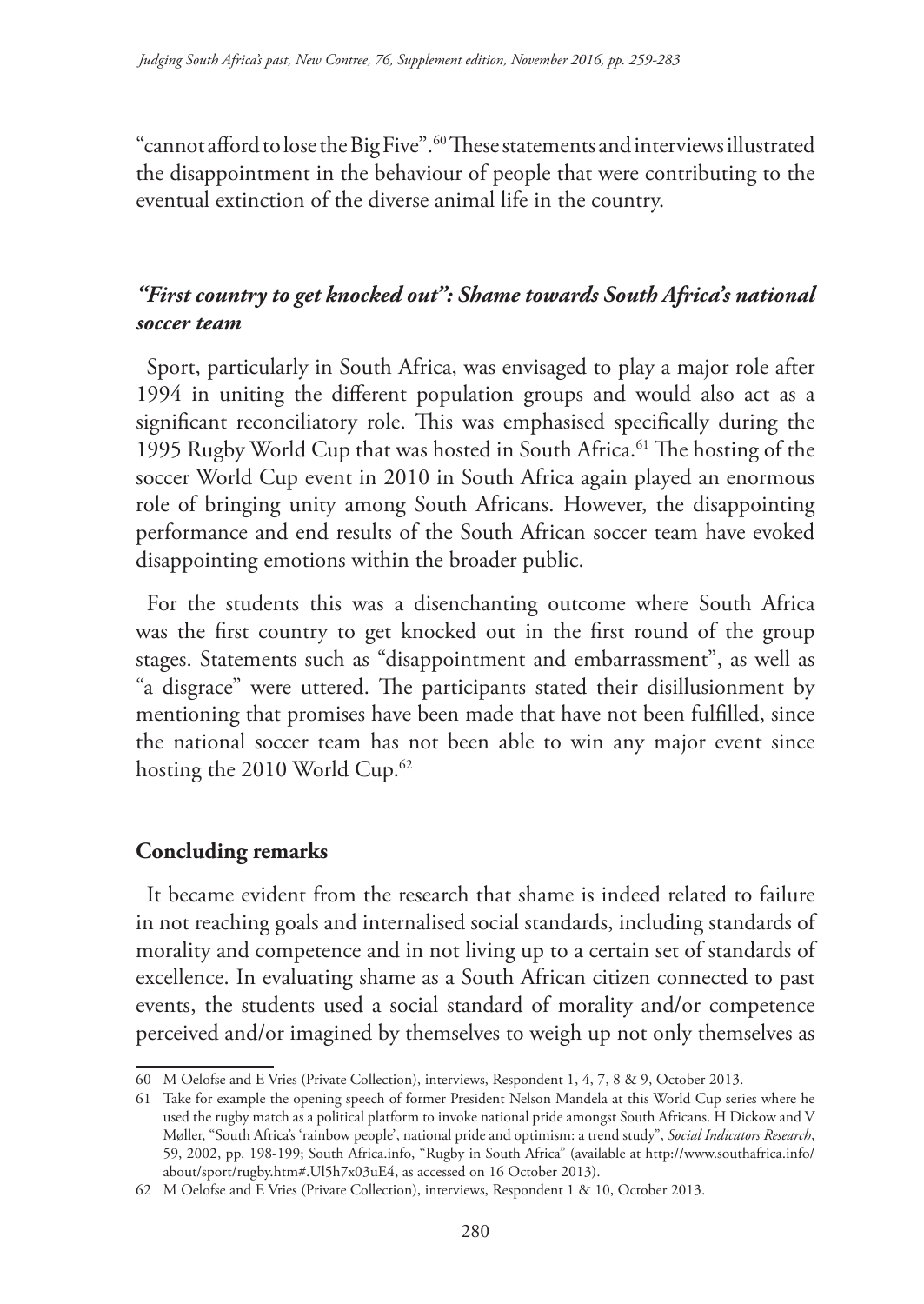"cannot afford to lose the Big Five".[60] These statements and interviews illustrated the disappointment in the behaviour of people that were contributing to the eventual extinction of the diverse animal life in the country.

### *"First country to get knocked out": Shame towards South Africa's national soccer team*

Sport, particularly in South Africa, was envisaged to play a major role after 1994 in uniting the different population groups and would also act as a significant reconciliatory role. This was emphasised specifically during the 1995 Rugby World Cup that was hosted in South Africa.[61] The hosting of the soccer World Cup event in 2010 in South Africa again played an enormous role of bringing unity among South Africans. However, the disappointing performance and end results of the South African soccer team have evoked disappointing emotions within the broader public.

For the students this was a disenchanting outcome where South Africa was the first country to get knocked out in the first round of the group stages. Statements such as "disappointment and embarrassment", as well as "a disgrace" were uttered. The participants stated their disillusionment by mentioning that promises have been made that have not been fulfilled, since the national soccer team has not been able to win any major event since hosting the 2010 World Cup.[62]

### Concluding remarks

It became evident from the research that shame is indeed related to failure in not reaching goals and internalised social standards, including standards of morality and competence and in not living up to a certain set of standards of excellence. In evaluating shame as a South African citizen connected to past events, the students used a social standard of morality and/or competence perceived and/or imagined by themselves to weigh up not only themselves as

---

60 M Oelofse and E Vries (Private Collection), interviews, Respondent 1, 4, 7, 8 & 9, October 2013.

61 Take for example the opening speech of former President Nelson Mandela at this World Cup series where he used the rugby match as a political platform to invoke national pride amongst South Africans. H Dickow and V Møller, "South Africa's 'rainbow people', national pride and optimism: a trend study", *Social Indicators Research*, 59, 2002, pp. 198-199; South Africa.info, "Rugby in South Africa" (available at http://www.southafrica.info/about/sport/rugby.htm#.Ul5h7x03uE4, as accessed on 16 October 2013).

62 M Oelofse and E Vries (Private Collection), interviews, Respondent 1 & 10, October 2013.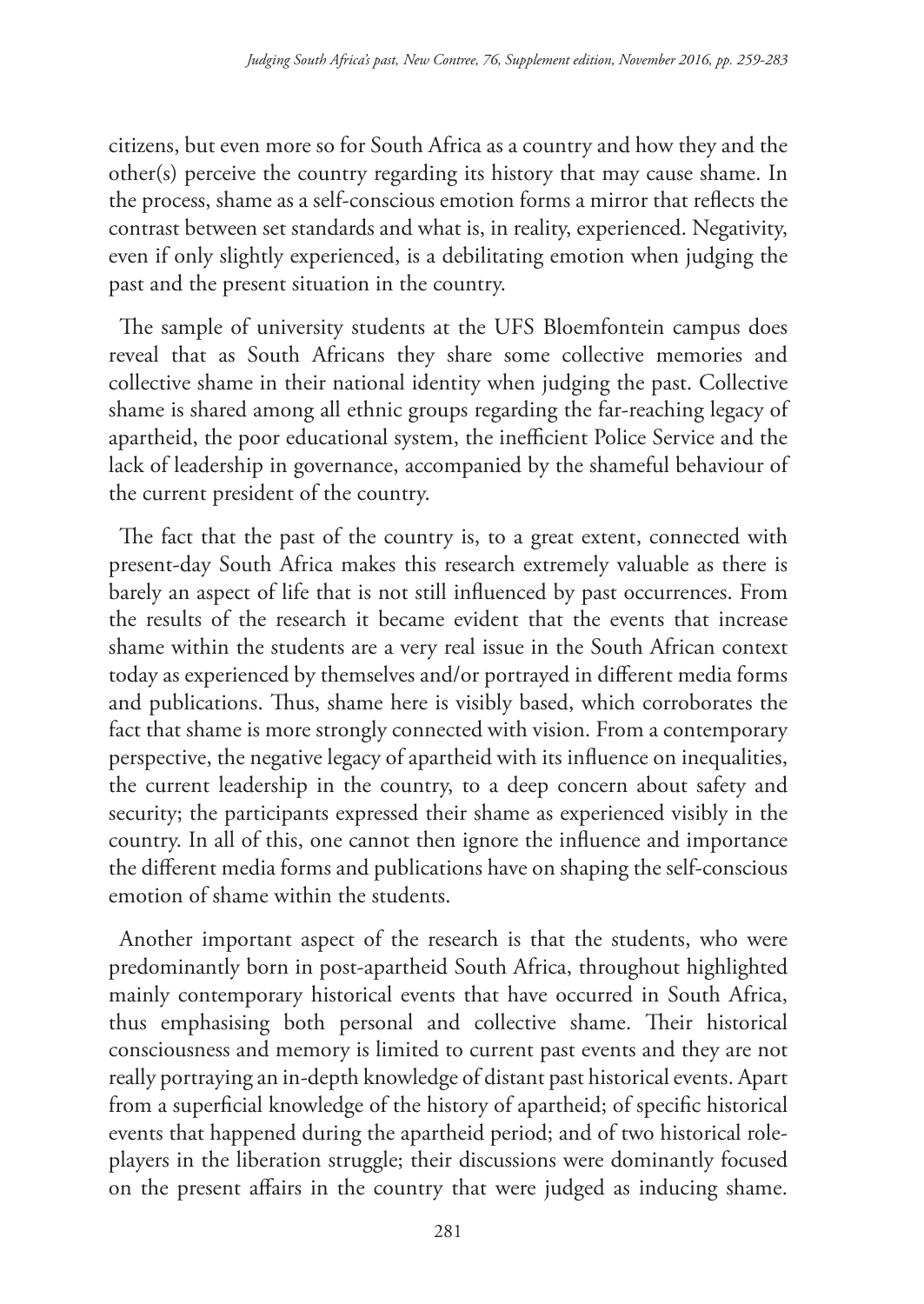citizens, but even more so for South Africa as a country and how they and the other(s) perceive the country regarding its history that may cause shame. In the process, shame as a self-conscious emotion forms a mirror that reflects the contrast between set standards and what is, in reality, experienced. Negativity, even if only slightly experienced, is a debilitating emotion when judging the past and the present situation in the country.

The sample of university students at the UFS Bloemfontein campus does reveal that as South Africans they share some collective memories and collective shame in their national identity when judging the past. Collective shame is shared among all ethnic groups regarding the far-reaching legacy of apartheid, the poor educational system, the inefficient Police Service and the lack of leadership in governance, accompanied by the shameful behaviour of the current president of the country.

The fact that the past of the country is, to a great extent, connected with present-day South Africa makes this research extremely valuable as there is barely an aspect of life that is not still influenced by past occurrences. From the results of the research it became evident that the events that increase shame within the students are a very real issue in the South African context today as experienced by themselves and/or portrayed in different media forms and publications. Thus, shame here is visibly based, which corroborates the fact that shame is more strongly connected with vision. From a contemporary perspective, the negative legacy of apartheid with its influence on inequalities, the current leadership in the country, to a deep concern about safety and security; the participants expressed their shame as experienced visibly in the country. In all of this, one cannot then ignore the influence and importance the different media forms and publications have on shaping the self-conscious emotion of shame within the students.

Another important aspect of the research is that the students, who were predominantly born in post-apartheid South Africa, throughout highlighted mainly contemporary historical events that have occurred in South Africa, thus emphasising both personal and collective shame. Their historical consciousness and memory is limited to current past events and they are not really portraying an in-depth knowledge of distant past historical events. Apart from a superficial knowledge of the history of apartheid; of specific historical events that happened during the apartheid period; and of two historical role-players in the liberation struggle; their discussions were dominantly focused on the present affairs in the country that were judged as inducing shame.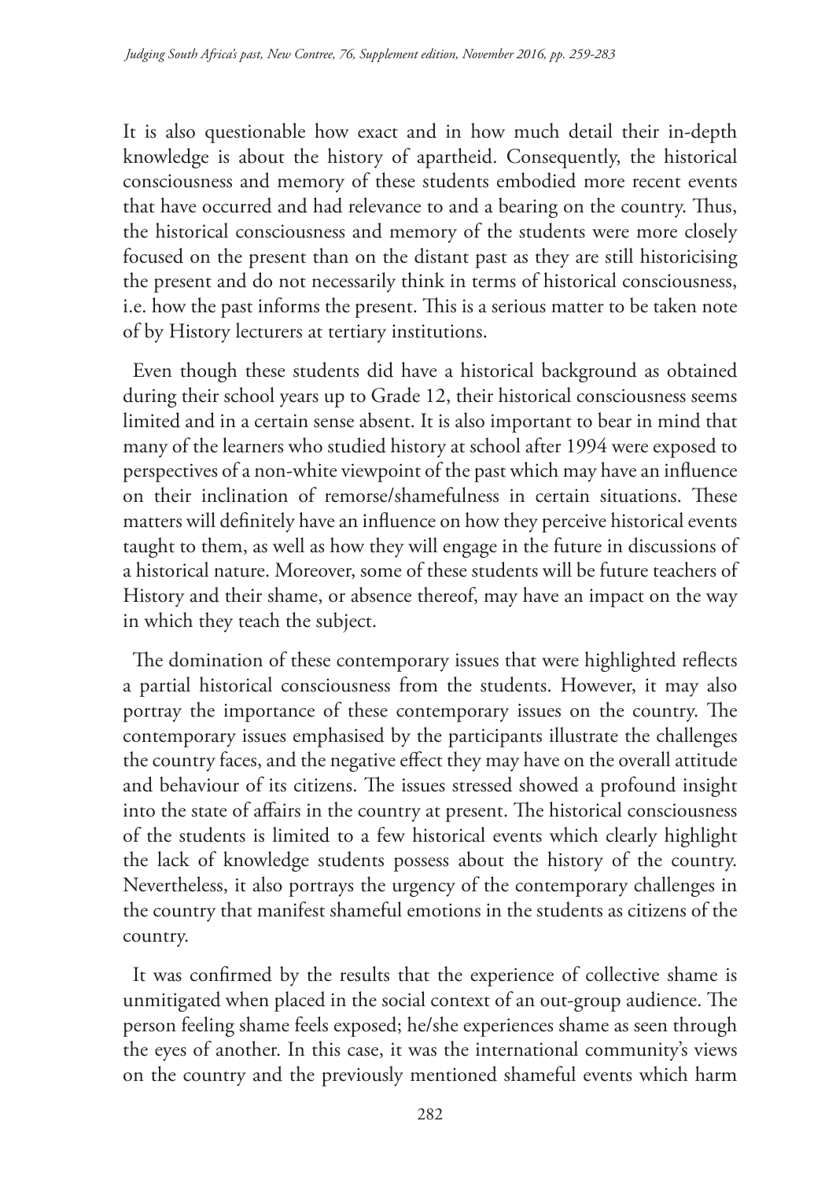It is also questionable how exact and in how much detail their in-depth knowledge is about the history of apartheid. Consequently, the historical consciousness and memory of these students embodied more recent events that have occurred and had relevance to and a bearing on the country. Thus, the historical consciousness and memory of the students were more closely focused on the present than on the distant past as they are still historicising the present and do not necessarily think in terms of historical consciousness, i.e. how the past informs the present. This is a serious matter to be taken note of by History lecturers at tertiary institutions.

Even though these students did have a historical background as obtained during their school years up to Grade 12, their historical consciousness seems limited and in a certain sense absent. It is also important to bear in mind that many of the learners who studied history at school after 1994 were exposed to perspectives of a non-white viewpoint of the past which may have an influence on their inclination of remorse/shamefulness in certain situations. These matters will definitely have an influence on how they perceive historical events taught to them, as well as how they will engage in the future in discussions of a historical nature. Moreover, some of these students will be future teachers of History and their shame, or absence thereof, may have an impact on the way in which they teach the subject.

The domination of these contemporary issues that were highlighted reflects a partial historical consciousness from the students. However, it may also portray the importance of these contemporary issues on the country. The contemporary issues emphasised by the participants illustrate the challenges the country faces, and the negative effect they may have on the overall attitude and behaviour of its citizens. The issues stressed showed a profound insight into the state of affairs in the country at present. The historical consciousness of the students is limited to a few historical events which clearly highlight the lack of knowledge students possess about the history of the country. Nevertheless, it also portrays the urgency of the contemporary challenges in the country that manifest shameful emotions in the students as citizens of the country.

It was confirmed by the results that the experience of collective shame is unmitigated when placed in the social context of an out-group audience. The person feeling shame feels exposed; he/she experiences shame as seen through the eyes of another. In this case, it was the international community's views on the country and the previously mentioned shameful events which harm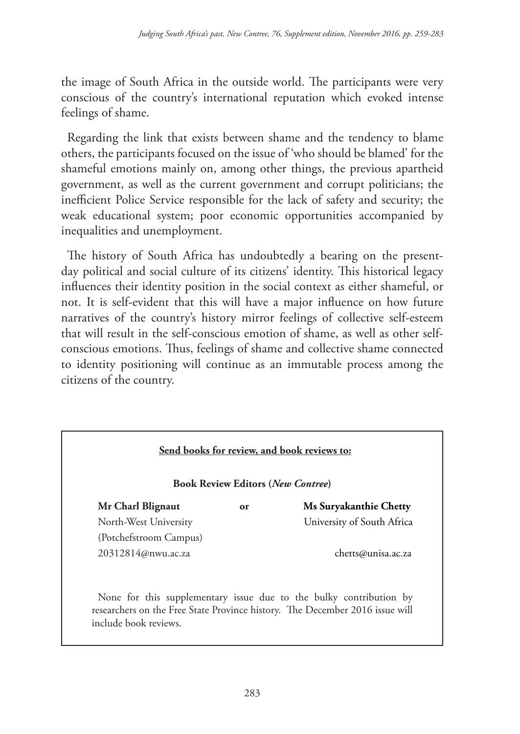the image of South Africa in the outside world. The participants were very conscious of the country's international reputation which evoked intense feelings of shame.

Regarding the link that exists between shame and the tendency to blame others, the participants focused on the issue of 'who should be blamed' for the shameful emotions mainly on, among other things, the previous apartheid government, as well as the current government and corrupt politicians; the inefficient Police Service responsible for the lack of safety and security; the weak educational system; poor economic opportunities accompanied by inequalities and unemployment.

The history of South Africa has undoubtedly a bearing on the present-day political and social culture of its citizens' identity. This historical legacy influences their identity position in the social context as either shameful, or not. It is self-evident that this will have a major influence on how future narratives of the country's history mirror feelings of collective self-esteem that will result in the self-conscious emotion of shame, as well as other self-conscious emotions. Thus, feelings of shame and collective shame connected to identity positioning will continue as an immutable process among the citizens of the country.

---

**Send books for review, and book reviews to:**

**Book Review Editors (*New Contree*)**

| | | |
|---|---|---|
| **Mr Charl Blignaut** | **or** | **Ms Suryakanthie Chetty** |
| North-West University | | University of South Africa |
| (Potchefstroom Campus) | | |
| 20312814@nwu.ac.za | | chetts@unisa.ac.za |

None for this supplementary issue due to the bulky contribution by researchers on the Free State Province history. The December 2016 issue will include book reviews.